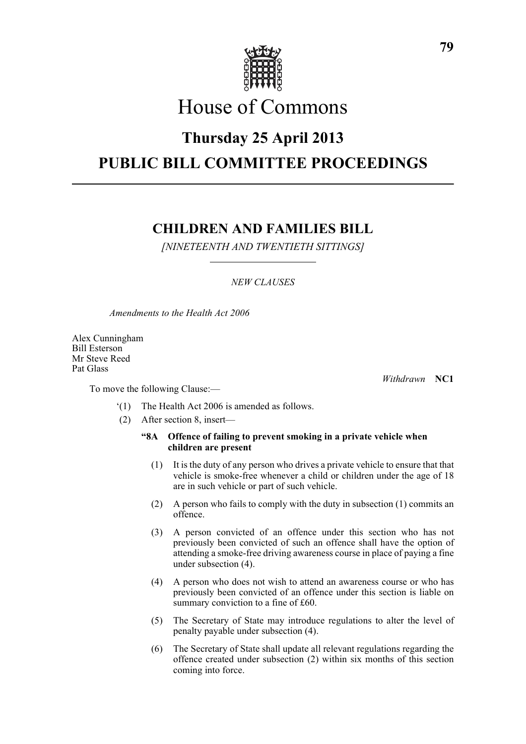# House of Commons

## Thursday 25 April 2013

## PUBLIC BILL COMMITTEE PROCEEDINGS

---

## CHILDREN AND FAMILIES BILL

*[NINETEENTH AND TWENTIETH SITTINGS]*

*NEW CLAUSES*

*Amendments to the Health Act 2006*

Alex Cunningham
Bill Esterson
Mr Steve Reed
Pat Glass

*Withdrawn* **NC1**

To move the following Clause:—

'(1) The Health Act 2006 is amended as follows.

(2) After section 8, insert—

**"8A Offence of failing to prevent smoking in a private vehicle when children are present**

(1) It is the duty of any person who drives a private vehicle to ensure that that vehicle is smoke-free whenever a child or children under the age of 18 are in such vehicle or part of such vehicle.

(2) A person who fails to comply with the duty in subsection (1) commits an offence.

(3) A person convicted of an offence under this section who has not previously been convicted of such an offence shall have the option of attending a smoke-free driving awareness course in place of paying a fine under subsection (4).

(4) A person who does not wish to attend an awareness course or who has previously been convicted of an offence under this section is liable on summary conviction to a fine of £60.

(5) The Secretary of State may introduce regulations to alter the level of penalty payable under subsection (4).

(6) The Secretary of State shall update all relevant regulations regarding the offence created under subsection (2) within six months of this section coming into force.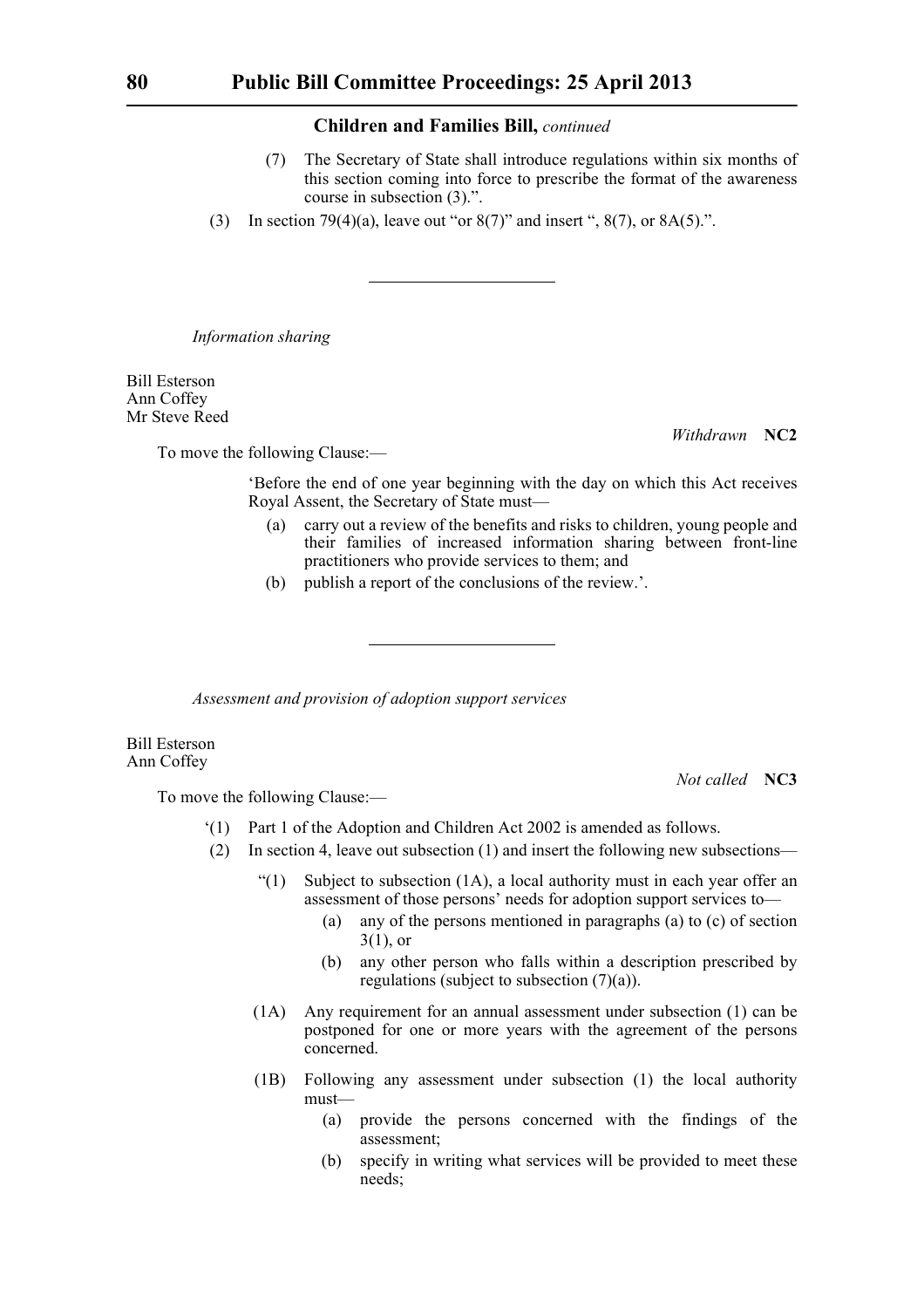**Children and Families Bill,** *continued*

(7) The Secretary of State shall introduce regulations within six months of this section coming into force to prescribe the format of the awareness course in subsection (3).".

(3) In section 79(4)(a), leave out "or 8(7)" and insert ", 8(7), or 8A(5).".

---

*Information sharing*

Bill Esterson
Ann Coffey
Mr Steve Reed

*Withdrawn* **NC2**

To move the following Clause:—

'Before the end of one year beginning with the day on which this Act receives Royal Assent, the Secretary of State must—

(a) carry out a review of the benefits and risks to children, young people and their families of increased information sharing between front-line practitioners who provide services to them; and

(b) publish a report of the conclusions of the review.'.

---

*Assessment and provision of adoption support services*

Bill Esterson
Ann Coffey

*Not called* **NC3**

To move the following Clause:—

'(1) Part 1 of the Adoption and Children Act 2002 is amended as follows.

(2) In section 4, leave out subsection (1) and insert the following new subsections—

"(1) Subject to subsection (1A), a local authority must in each year offer an assessment of those persons' needs for adoption support services to—

(a) any of the persons mentioned in paragraphs (a) to (c) of section 3(1), or

(b) any other person who falls within a description prescribed by regulations (subject to subsection (7)(a)).

(1A) Any requirement for an annual assessment under subsection (1) can be postponed for one or more years with the agreement of the persons concerned.

(1B) Following any assessment under subsection (1) the local authority must—

(a) provide the persons concerned with the findings of the assessment;

(b) specify in writing what services will be provided to meet these needs;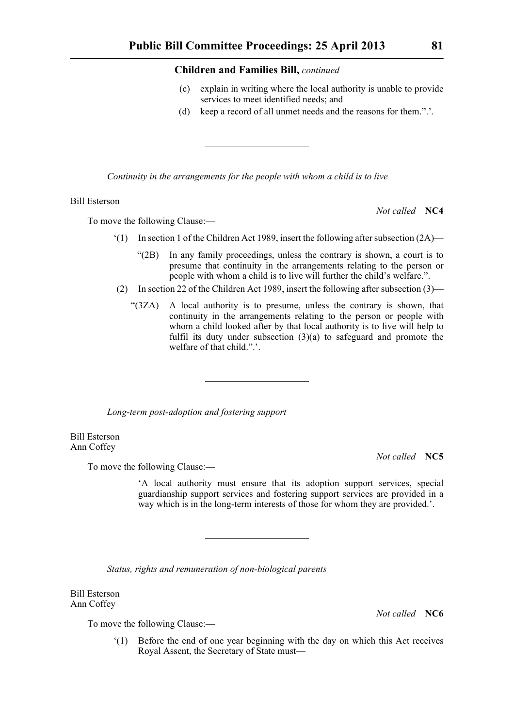**Children and Families Bill,** *continued*

(c) explain in writing where the local authority is unable to provide services to meet identified needs; and

(d) keep a record of all unmet needs and the reasons for them.”.’.

---

*Continuity in the arrangements for the people with whom a child is to live*

Bill Esterson

*Not called* **NC4**

To move the following Clause:—

‘(1) In section 1 of the Children Act 1989, insert the following after subsection (2A)—

“(2B) In any family proceedings, unless the contrary is shown, a court is to presume that continuity in the arrangements relating to the person or people with whom a child is to live will further the child’s welfare.”.

(2) In section 22 of the Children Act 1989, insert the following after subsection (3)—

“(3ZA) A local authority is to presume, unless the contrary is shown, that continuity in the arrangements relating to the person or people with whom a child looked after by that local authority is to live will help to fulfil its duty under subsection (3)(a) to safeguard and promote the welfare of that child.”.’.

---

*Long-term post-adoption and fostering support*

Bill Esterson
Ann Coffey

*Not called* **NC5**

To move the following Clause:—

‘A local authority must ensure that its adoption support services, special guardianship support services and fostering support services are provided in a way which is in the long-term interests of those for whom they are provided.’.

---

*Status, rights and remuneration of non-biological parents*

Bill Esterson
Ann Coffey

*Not called* **NC6**

To move the following Clause:—

‘(1) Before the end of one year beginning with the day on which this Act receives Royal Assent, the Secretary of State must—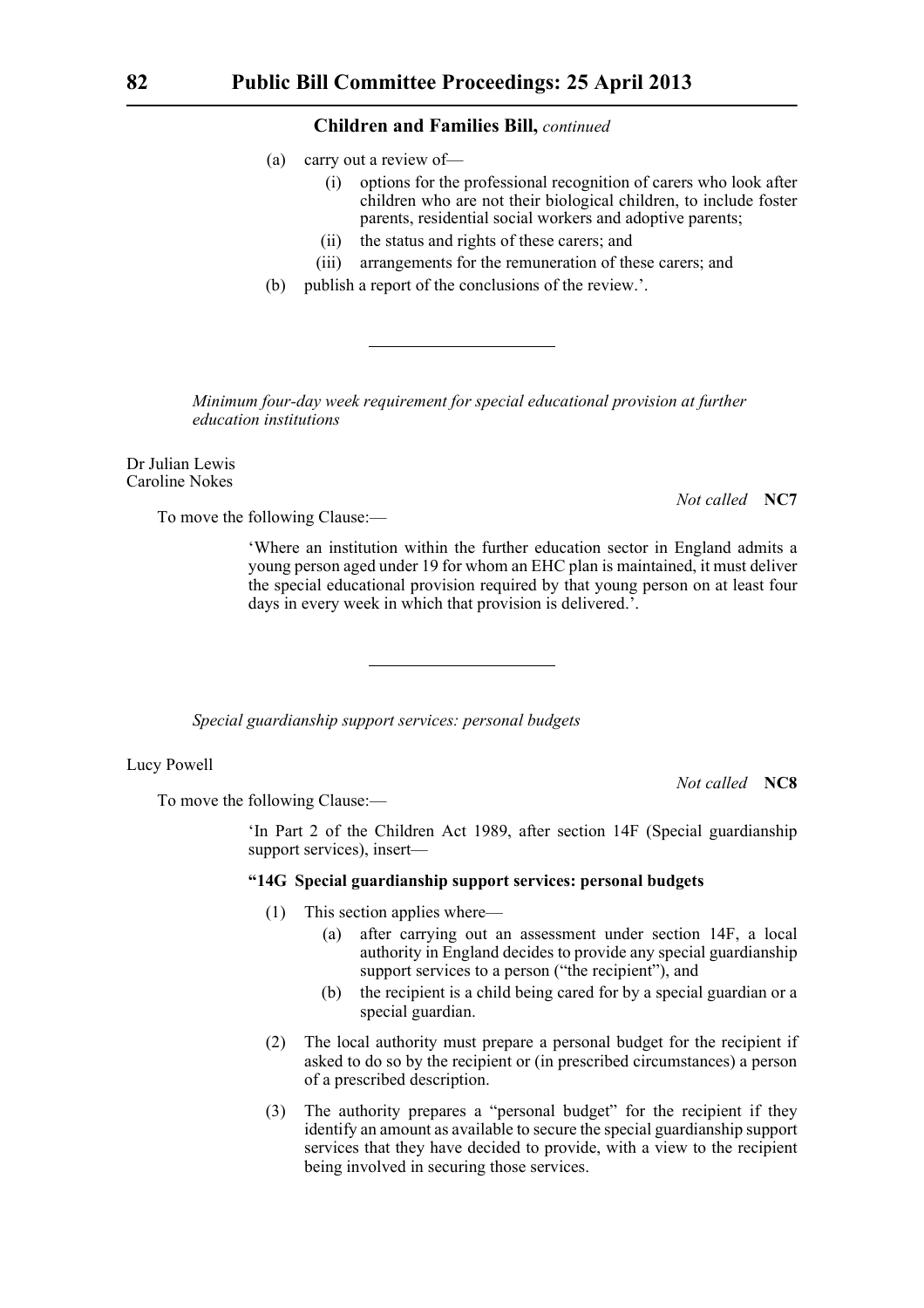(a) carry out a review of—

(i) options for the professional recognition of carers who look after children who are not their biological children, to include foster parents, residential social workers and adoptive parents;

(ii) the status and rights of these carers; and

(iii) arrangements for the remuneration of these carers; and

(b) publish a report of the conclusions of the review.'.

---

*Minimum four-day week requirement for special educational provision at further education institutions*

Dr Julian Lewis
Caroline Nokes

*Not called* **NC7**

To move the following Clause:—

'Where an institution within the further education sector in England admits a young person aged under 19 for whom an EHC plan is maintained, it must deliver the special educational provision required by that young person on at least four days in every week in which that provision is delivered.'.

---

*Special guardianship support services: personal budgets*

Lucy Powell

*Not called* **NC8**

To move the following Clause:—

'In Part 2 of the Children Act 1989, after section 14F (Special guardianship support services), insert—

**"14G Special guardianship support services: personal budgets**

(1) This section applies where—

(a) after carrying out an assessment under section 14F, a local authority in England decides to provide any special guardianship support services to a person ("the recipient"), and

(b) the recipient is a child being cared for by a special guardian or a special guardian.

(2) The local authority must prepare a personal budget for the recipient if asked to do so by the recipient or (in prescribed circumstances) a person of a prescribed description.

(3) The authority prepares a "personal budget" for the recipient if they identify an amount as available to secure the special guardianship support services that they have decided to provide, with a view to the recipient being involved in securing those services.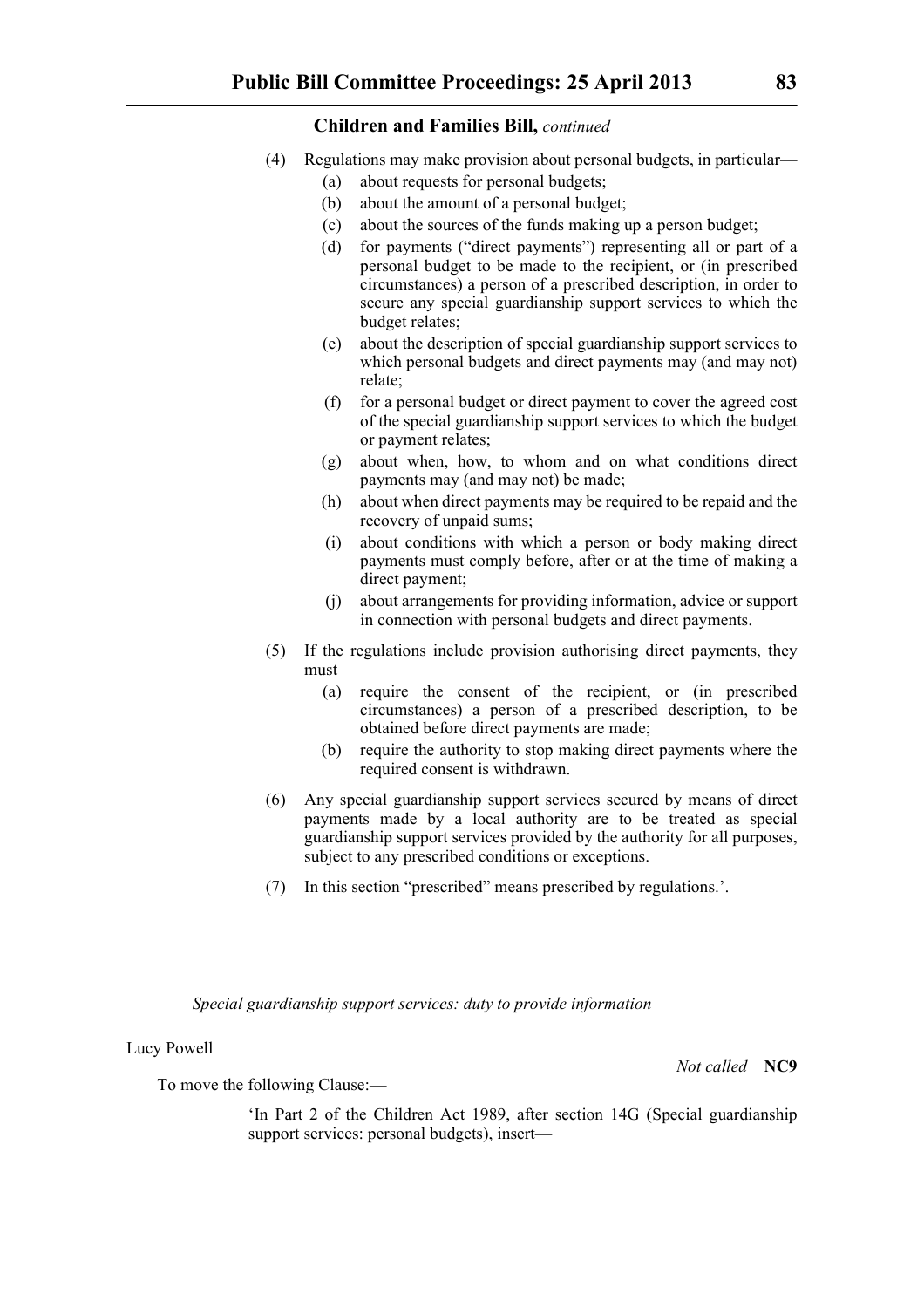**Children and Families Bill,** *continued*

(4) Regulations may make provision about personal budgets, in particular—

(a) about requests for personal budgets;

(b) about the amount of a personal budget;

(c) about the sources of the funds making up a person budget;

(d) for payments ("direct payments") representing all or part of a personal budget to be made to the recipient, or (in prescribed circumstances) a person of a prescribed description, in order to secure any special guardianship support services to which the budget relates;

(e) about the description of special guardianship support services to which personal budgets and direct payments may (and may not) relate;

(f) for a personal budget or direct payment to cover the agreed cost of the special guardianship support services to which the budget or payment relates;

(g) about when, how, to whom and on what conditions direct payments may (and may not) be made;

(h) about when direct payments may be required to be repaid and the recovery of unpaid sums;

(i) about conditions with which a person or body making direct payments must comply before, after or at the time of making a direct payment;

(j) about arrangements for providing information, advice or support in connection with personal budgets and direct payments.

(5) If the regulations include provision authorising direct payments, they must—

(a) require the consent of the recipient, or (in prescribed circumstances) a person of a prescribed description, to be obtained before direct payments are made;

(b) require the authority to stop making direct payments where the required consent is withdrawn.

(6) Any special guardianship support services secured by means of direct payments made by a local authority are to be treated as special guardianship support services provided by the authority for all purposes, subject to any prescribed conditions or exceptions.

(7) In this section "prescribed" means prescribed by regulations.'.

---

*Special guardianship support services: duty to provide information*

Lucy Powell

*Not called* **NC9**

To move the following Clause:—

'In Part 2 of the Children Act 1989, after section 14G (Special guardianship support services: personal budgets), insert—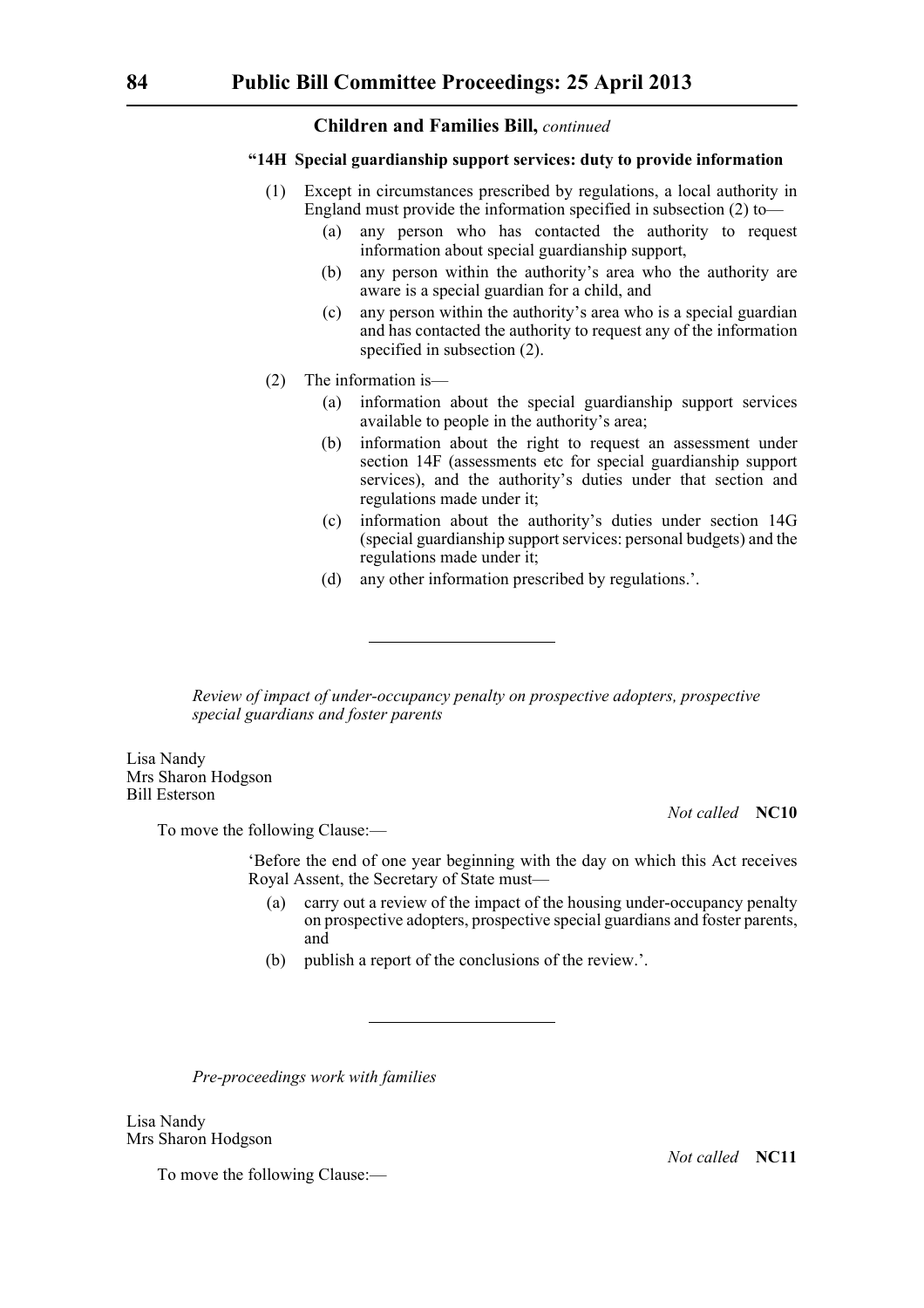**"14H Special guardianship support services: duty to provide information**

(1) Except in circumstances prescribed by regulations, a local authority in England must provide the information specified in subsection (2) to—

(a) any person who has contacted the authority to request information about special guardianship support,

(b) any person within the authority's area who the authority are aware is a special guardian for a child, and

(c) any person within the authority's area who is a special guardian and has contacted the authority to request any of the information specified in subsection (2).

(2) The information is—

(a) information about the special guardianship support services available to people in the authority's area;

(b) information about the right to request an assessment under section 14F (assessments etc for special guardianship support services), and the authority's duties under that section and regulations made under it;

(c) information about the authority's duties under section 14G (special guardianship support services: personal budgets) and the regulations made under it;

(d) any other information prescribed by regulations.'.

---

*Review of impact of under-occupancy penalty on prospective adopters, prospective special guardians and foster parents*

Lisa Nandy
Mrs Sharon Hodgson
Bill Esterson

*Not called* **NC10**

To move the following Clause:—

'Before the end of one year beginning with the day on which this Act receives Royal Assent, the Secretary of State must—

(a) carry out a review of the impact of the housing under-occupancy penalty on prospective adopters, prospective special guardians and foster parents, and

(b) publish a report of the conclusions of the review.'.

---

*Pre-proceedings work with families*

Lisa Nandy
Mrs Sharon Hodgson

*Not called* **NC11**

To move the following Clause:—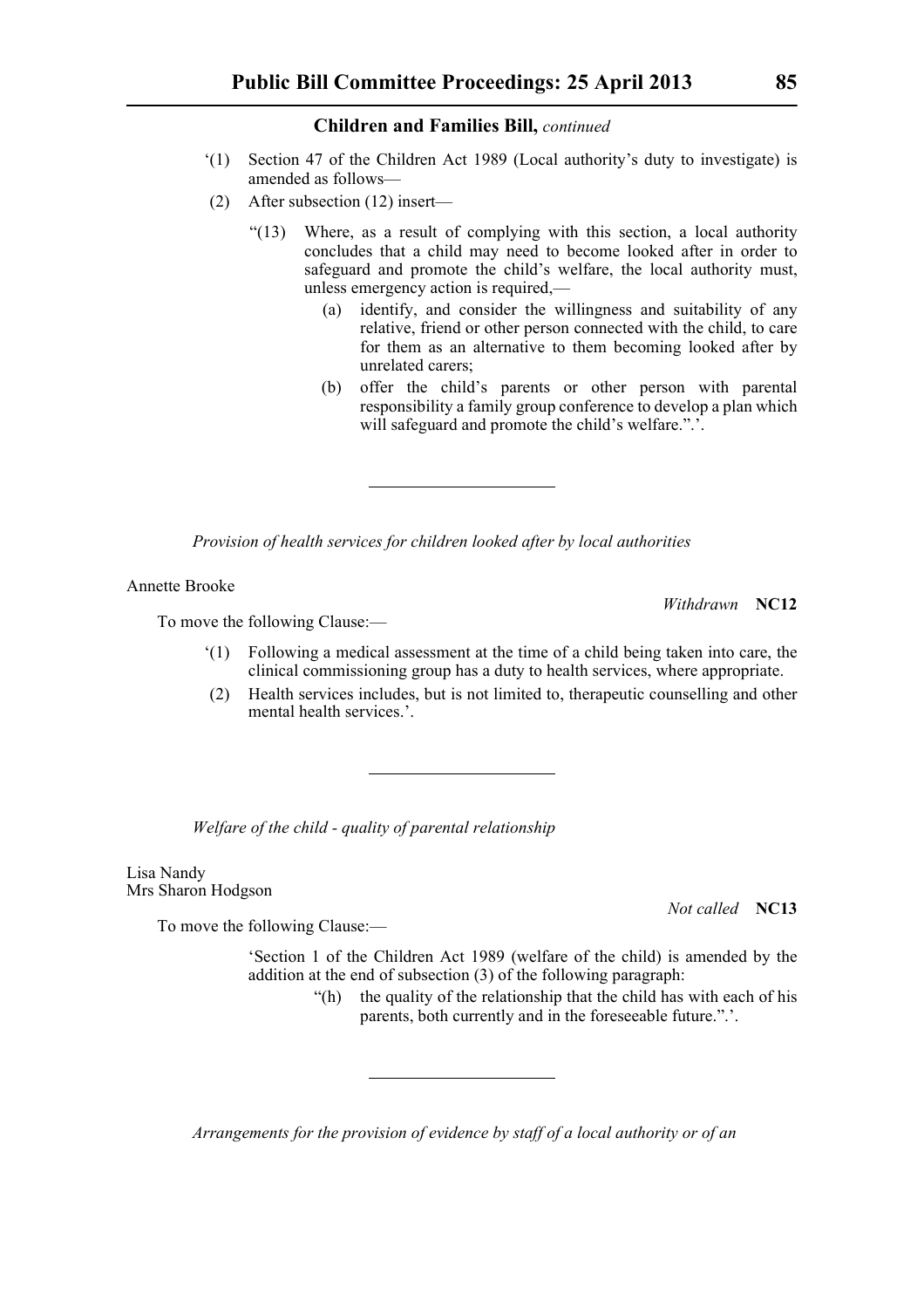**Children and Families Bill,** *continued*

‘(1) Section 47 of the Children Act 1989 (Local authority’s duty to investigate) is amended as follows—

(2) After subsection (12) insert—

> “(13) Where, as a result of complying with this section, a local authority concludes that a child may need to become looked after in order to safeguard and promote the child’s welfare, the local authority must, unless emergency action is required,—
>
> (a) identify, and consider the willingness and suitability of any relative, friend or other person connected with the child, to care for them as an alternative to them becoming looked after by unrelated carers;
>
> (b) offer the child’s parents or other person with parental responsibility a family group conference to develop a plan which will safeguard and promote the child’s welfare.”.’.

---

*Provision of health services for children looked after by local authorities*

Annette Brooke

*Withdrawn* **NC12**

To move the following Clause:—

‘(1) Following a medical assessment at the time of a child being taken into care, the clinical commissioning group has a duty to health services, where appropriate.

(2) Health services includes, but is not limited to, therapeutic counselling and other mental health services.’.

---

*Welfare of the child - quality of parental relationship*

Lisa Nandy
Mrs Sharon Hodgson

*Not called* **NC13**

To move the following Clause:—

‘Section 1 of the Children Act 1989 (welfare of the child) is amended by the addition at the end of subsection (3) of the following paragraph:

> “(h) the quality of the relationship that the child has with each of his parents, both currently and in the foreseeable future.”.’.

---

*Arrangements for the provision of evidence by staff of a local authority or of an*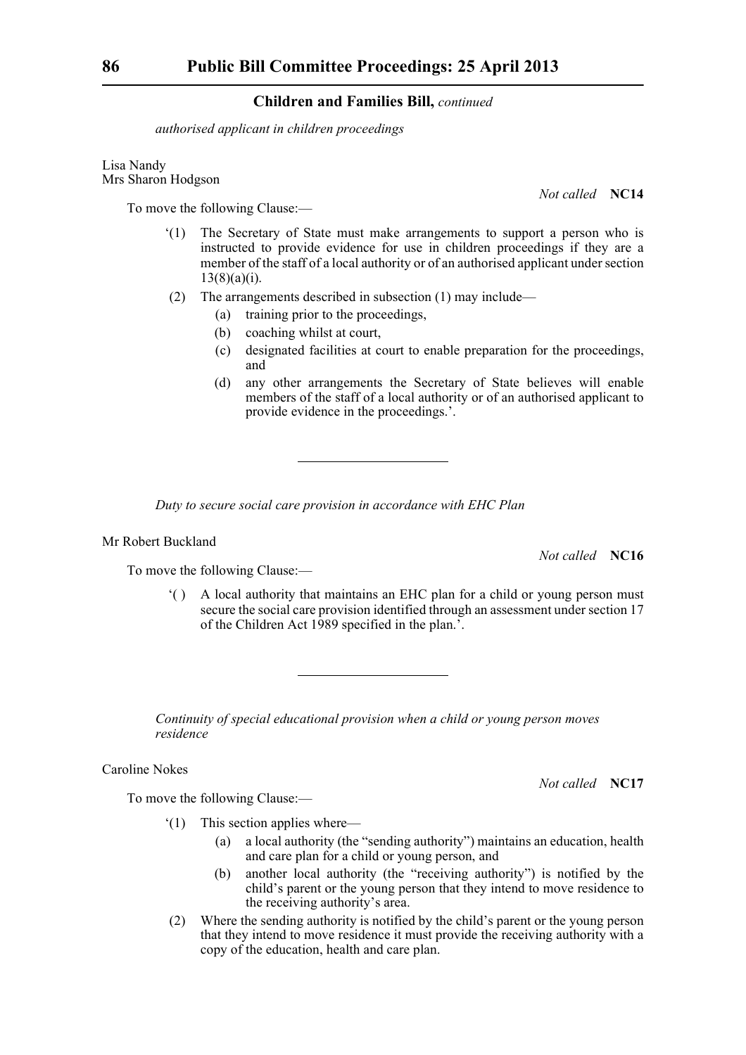*authorised applicant in children proceedings*

Lisa Nandy
Mrs Sharon Hodgson

*Not called* **NC14**

To move the following Clause:—

'(1) The Secretary of State must make arrangements to support a person who is instructed to provide evidence for use in children proceedings if they are a member of the staff of a local authority or of an authorised applicant under section 13(8)(a)(i).

(2) The arrangements described in subsection (1) may include—

(a) training prior to the proceedings,

(b) coaching whilst at court,

(c) designated facilities at court to enable preparation for the proceedings, and

(d) any other arrangements the Secretary of State believes will enable members of the staff of a local authority or of an authorised applicant to provide evidence in the proceedings.'.

---

*Duty to secure social care provision in accordance with EHC Plan*

Mr Robert Buckland

*Not called* **NC16**

To move the following Clause:—

'( ) A local authority that maintains an EHC plan for a child or young person must secure the social care provision identified through an assessment under section 17 of the Children Act 1989 specified in the plan.'.

---

*Continuity of special educational provision when a child or young person moves residence*

Caroline Nokes

*Not called* **NC17**

To move the following Clause:—

'(1) This section applies where—

(a) a local authority (the "sending authority") maintains an education, health and care plan for a child or young person, and

(b) another local authority (the "receiving authority") is notified by the child's parent or the young person that they intend to move residence to the receiving authority's area.

(2) Where the sending authority is notified by the child's parent or the young person that they intend to move residence it must provide the receiving authority with a copy of the education, health and care plan.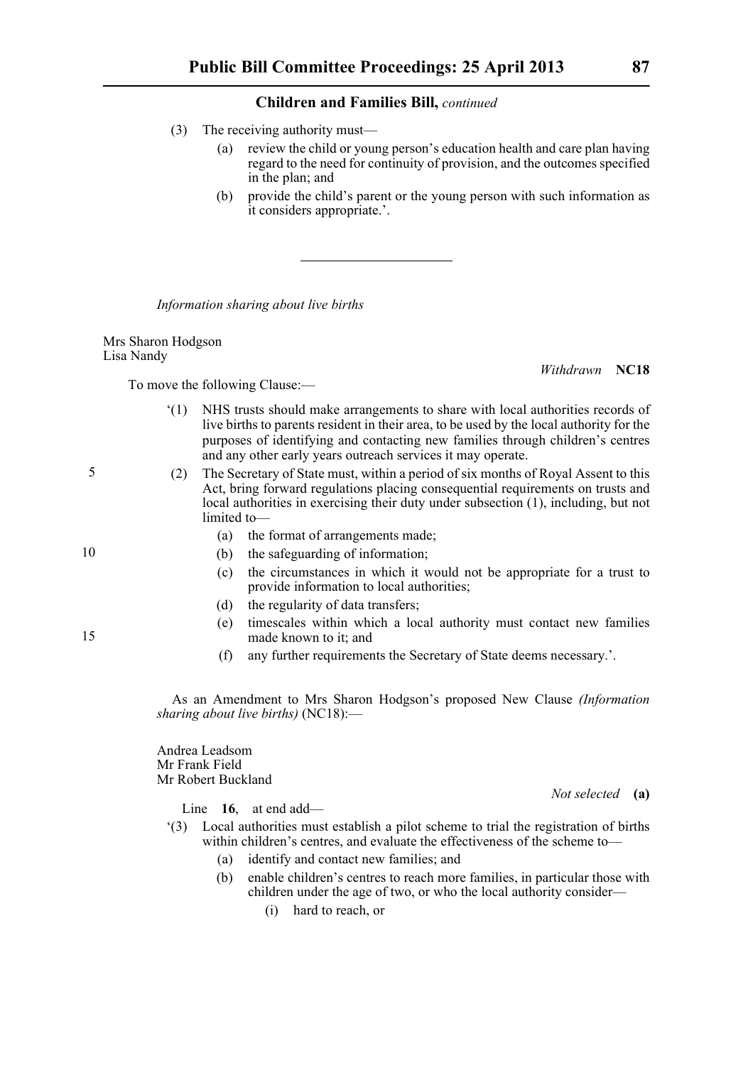Children and Families Bill, *continued*

(3) The receiving authority must—

(a) review the child or young person's education health and care plan having regard to the need for continuity of provision, and the outcomes specified in the plan; and

(b) provide the child's parent or the young person with such information as it considers appropriate.'.

---

*Information sharing about live births*

Mrs Sharon Hodgson
Lisa Nandy

*Withdrawn* **NC18**

To move the following Clause:—

'(1) NHS trusts should make arrangements to share with local authorities records of live births to parents resident in their area, to be used by the local authority for the purposes of identifying and contacting new families through children's centres and any other early years outreach services it may operate.

(2) The Secretary of State must, within a period of six months of Royal Assent to this Act, bring forward regulations placing consequential requirements on trusts and local authorities in exercising their duty under subsection (1), including, but not limited to—

(a) the format of arrangements made;

(b) the safeguarding of information;

(c) the circumstances in which it would not be appropriate for a trust to provide information to local authorities;

(d) the regularity of data transfers;

(e) timescales within which a local authority must contact new families made known to it; and

(f) any further requirements the Secretary of State deems necessary.'.

As an Amendment to Mrs Sharon Hodgson's proposed New Clause *(Information sharing about live births)* (NC18):—

Andrea Leadsom
Mr Frank Field
Mr Robert Buckland

*Not selected* **(a)**

Line **16**, at end add—

'(3) Local authorities must establish a pilot scheme to trial the registration of births within children's centres, and evaluate the effectiveness of the scheme to—

(a) identify and contact new families; and

(b) enable children's centres to reach more families, in particular those with children under the age of two, or who the local authority consider—

(i) hard to reach, or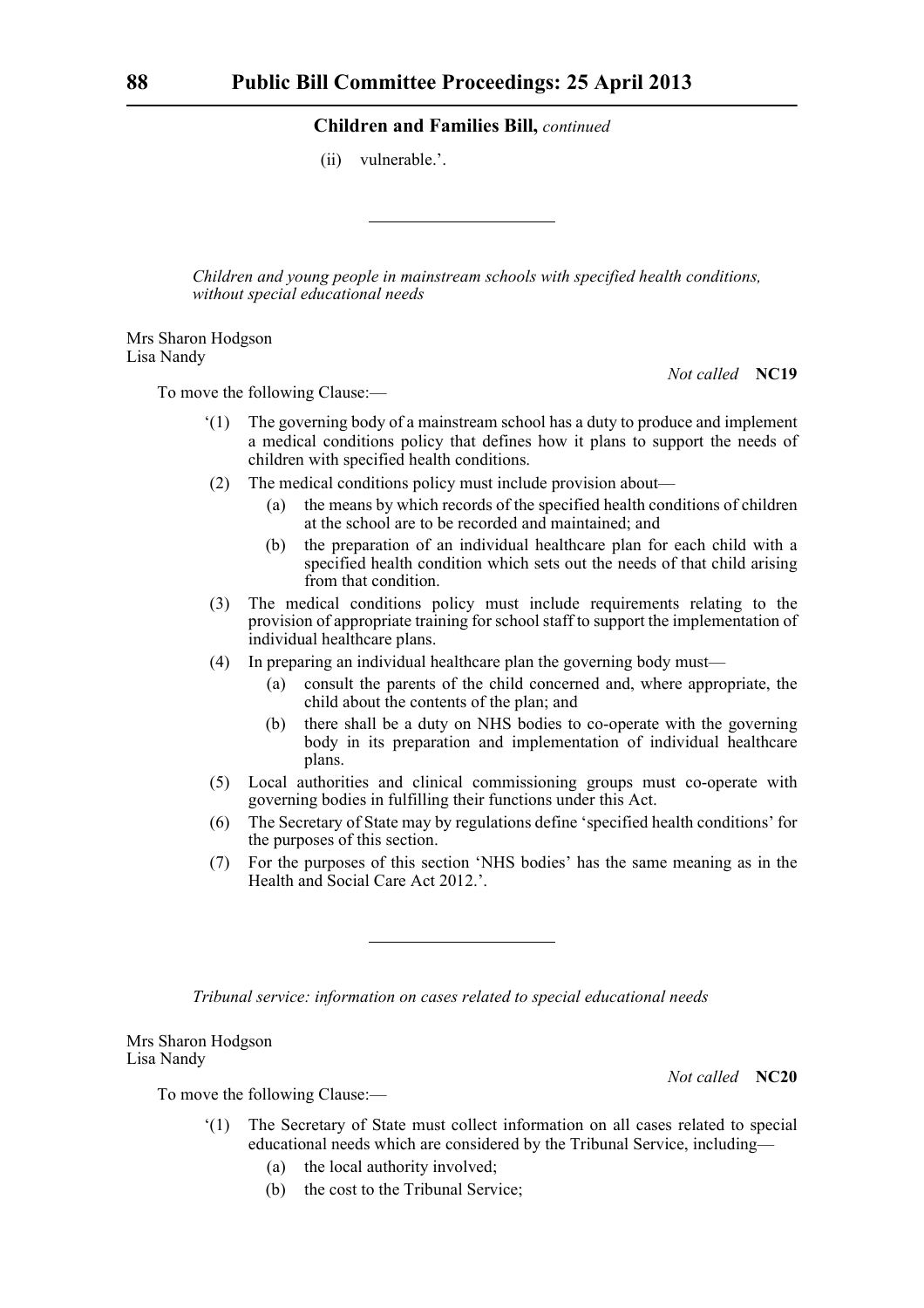Children and Families Bill, *continued*

(ii) vulnerable.’.

---

*Children and young people in mainstream schools with specified health conditions, without special educational needs*

Mrs Sharon Hodgson
Lisa Nandy

*Not called* **NC19**

To move the following Clause:—

‘(1) The governing body of a mainstream school has a duty to produce and implement a medical conditions policy that defines how it plans to support the needs of children with specified health conditions.

(2) The medical conditions policy must include provision about—

(a) the means by which records of the specified health conditions of children at the school are to be recorded and maintained; and

(b) the preparation of an individual healthcare plan for each child with a specified health condition which sets out the needs of that child arising from that condition.

(3) The medical conditions policy must include requirements relating to the provision of appropriate training for school staff to support the implementation of individual healthcare plans.

(4) In preparing an individual healthcare plan the governing body must—

(a) consult the parents of the child concerned and, where appropriate, the child about the contents of the plan; and

(b) there shall be a duty on NHS bodies to co-operate with the governing body in its preparation and implementation of individual healthcare plans.

(5) Local authorities and clinical commissioning groups must co-operate with governing bodies in fulfilling their functions under this Act.

(6) The Secretary of State may by regulations define ‘specified health conditions’ for the purposes of this section.

(7) For the purposes of this section ‘NHS bodies’ has the same meaning as in the Health and Social Care Act 2012.’.

---

*Tribunal service: information on cases related to special educational needs*

Mrs Sharon Hodgson
Lisa Nandy

*Not called* **NC20**

To move the following Clause:—

‘(1) The Secretary of State must collect information on all cases related to special educational needs which are considered by the Tribunal Service, including—

(a) the local authority involved;

(b) the cost to the Tribunal Service;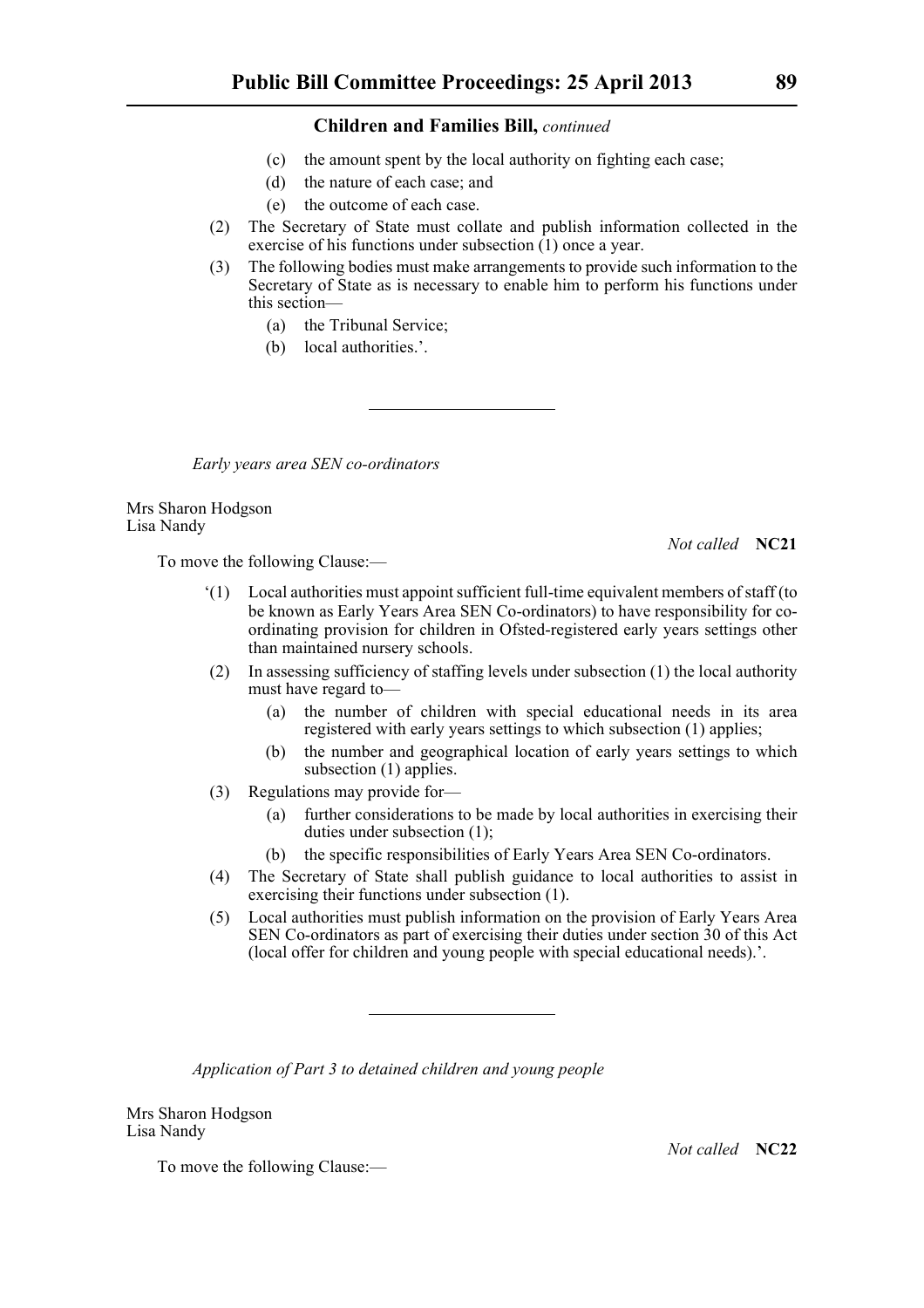(c) the amount spent by the local authority on fighting each case;

(d) the nature of each case; and

(e) the outcome of each case.

(2) The Secretary of State must collate and publish information collected in the exercise of his functions under subsection (1) once a year.

(3) The following bodies must make arrangements to provide such information to the Secretary of State as is necessary to enable him to perform his functions under this section—

(a) the Tribunal Service;

(b) local authorities.'.

---

*Early years area SEN co-ordinators*

Mrs Sharon Hodgson
Lisa Nandy

*Not called* **NC21**

To move the following Clause:—

'(1) Local authorities must appoint sufficient full-time equivalent members of staff (to be known as Early Years Area SEN Co-ordinators) to have responsibility for co-ordinating provision for children in Ofsted-registered early years settings other than maintained nursery schools.

(2) In assessing sufficiency of staffing levels under subsection (1) the local authority must have regard to—

(a) the number of children with special educational needs in its area registered with early years settings to which subsection (1) applies;

(b) the number and geographical location of early years settings to which subsection (1) applies.

(3) Regulations may provide for—

(a) further considerations to be made by local authorities in exercising their duties under subsection (1);

(b) the specific responsibilities of Early Years Area SEN Co-ordinators.

(4) The Secretary of State shall publish guidance to local authorities to assist in exercising their functions under subsection (1).

(5) Local authorities must publish information on the provision of Early Years Area SEN Co-ordinators as part of exercising their duties under section 30 of this Act (local offer for children and young people with special educational needs).'.

---

*Application of Part 3 to detained children and young people*

Mrs Sharon Hodgson
Lisa Nandy

*Not called* **NC22**

To move the following Clause:—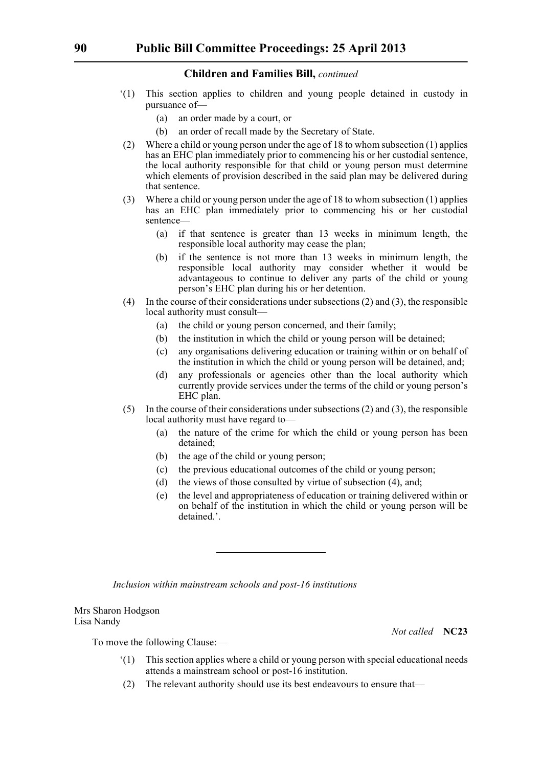**Children and Families Bill,** *continued*

'(1) This section applies to children and young people detained in custody in pursuance of—

(a) an order made by a court, or

(b) an order of recall made by the Secretary of State.

(2) Where a child or young person under the age of 18 to whom subsection (1) applies has an EHC plan immediately prior to commencing his or her custodial sentence, the local authority responsible for that child or young person must determine which elements of provision described in the said plan may be delivered during that sentence.

(3) Where a child or young person under the age of 18 to whom subsection (1) applies has an EHC plan immediately prior to commencing his or her custodial sentence—

(a) if that sentence is greater than 13 weeks in minimum length, the responsible local authority may cease the plan;

(b) if the sentence is not more than 13 weeks in minimum length, the responsible local authority may consider whether it would be advantageous to continue to deliver any parts of the child or young person's EHC plan during his or her detention.

(4) In the course of their considerations under subsections (2) and (3), the responsible local authority must consult—

(a) the child or young person concerned, and their family;

(b) the institution in which the child or young person will be detained;

(c) any organisations delivering education or training within or on behalf of the institution in which the child or young person will be detained, and;

(d) any professionals or agencies other than the local authority which currently provide services under the terms of the child or young person's EHC plan.

(5) In the course of their considerations under subsections (2) and (3), the responsible local authority must have regard to—

(a) the nature of the crime for which the child or young person has been detained;

(b) the age of the child or young person;

(c) the previous educational outcomes of the child or young person;

(d) the views of those consulted by virtue of subsection (4), and;

(e) the level and appropriateness of education or training delivered within or on behalf of the institution in which the child or young person will be detained.'.

---

*Inclusion within mainstream schools and post-16 institutions*

Mrs Sharon Hodgson
Lisa Nandy

*Not called* **NC23**

To move the following Clause:—

'(1) This section applies where a child or young person with special educational needs attends a mainstream school or post-16 institution.

(2) The relevant authority should use its best endeavours to ensure that—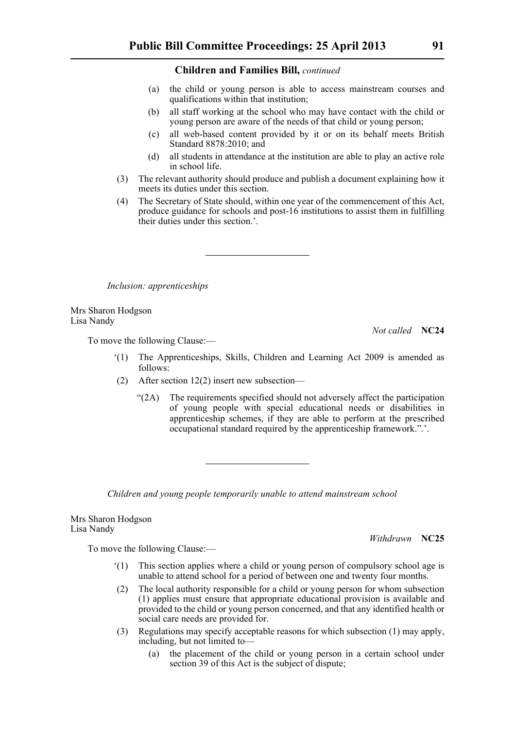**Children and Families Bill,** *continued*

(a) the child or young person is able to access mainstream courses and qualifications within that institution;

(b) all staff working at the school who may have contact with the child or young person are aware of the needs of that child or young person;

(c) all web-based content provided by it or on its behalf meets British Standard 8878:2010; and

(d) all students in attendance at the institution are able to play an active role in school life.

(3) The relevant authority should produce and publish a document explaining how it meets its duties under this section.

(4) The Secretary of State should, within one year of the commencement of this Act, produce guidance for schools and post-16 institutions to assist them in fulfilling their duties under this section.'.

---

*Inclusion: apprenticeships*

Mrs Sharon Hodgson
Lisa Nandy

*Not called* **NC24**

To move the following Clause:—

'(1) The Apprenticeships, Skills, Children and Learning Act 2009 is amended as follows:

(2) After section 12(2) insert new subsection—

"(2A) The requirements specified should not adversely affect the participation of young people with special educational needs or disabilities in apprenticeship schemes, if they are able to perform at the prescribed occupational standard required by the apprenticeship framework.".'.

---

*Children and young people temporarily unable to attend mainstream school*

Mrs Sharon Hodgson
Lisa Nandy

*Withdrawn* **NC25**

To move the following Clause:—

'(1) This section applies where a child or young person of compulsory school age is unable to attend school for a period of between one and twenty four months.

(2) The local authority responsible for a child or young person for whom subsection (1) applies must ensure that appropriate educational provision is available and provided to the child or young person concerned, and that any identified health or social care needs are provided for.

(3) Regulations may specify acceptable reasons for which subsection (1) may apply, including, but not limited to—

(a) the placement of the child or young person in a certain school under section 39 of this Act is the subject of dispute;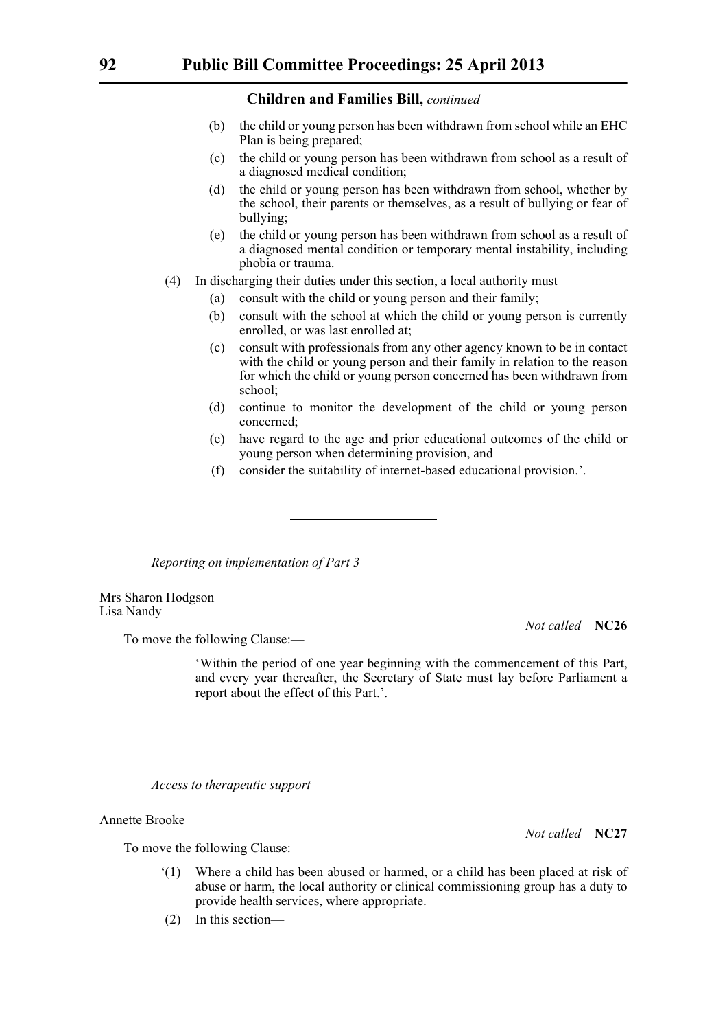**Children and Families Bill,** *continued*

(b) the child or young person has been withdrawn from school while an EHC Plan is being prepared;

(c) the child or young person has been withdrawn from school as a result of a diagnosed medical condition;

(d) the child or young person has been withdrawn from school, whether by the school, their parents or themselves, as a result of bullying or fear of bullying;

(e) the child or young person has been withdrawn from school as a result of a diagnosed mental condition or temporary mental instability, including phobia or trauma.

(4) In discharging their duties under this section, a local authority must—

(a) consult with the child or young person and their family;

(b) consult with the school at which the child or young person is currently enrolled, or was last enrolled at;

(c) consult with professionals from any other agency known to be in contact with the child or young person and their family in relation to the reason for which the child or young person concerned has been withdrawn from school;

(d) continue to monitor the development of the child or young person concerned;

(e) have regard to the age and prior educational outcomes of the child or young person when determining provision, and

(f) consider the suitability of internet-based educational provision.'.

---

*Reporting on implementation of Part 3*

Mrs Sharon Hodgson
Lisa Nandy

*Not called* **NC26**

To move the following Clause:—

'Within the period of one year beginning with the commencement of this Part, and every year thereafter, the Secretary of State must lay before Parliament a report about the effect of this Part.'.

---

*Access to therapeutic support*

Annette Brooke

*Not called* **NC27**

To move the following Clause:—

'(1) Where a child has been abused or harmed, or a child has been placed at risk of abuse or harm, the local authority or clinical commissioning group has a duty to provide health services, where appropriate.

(2) In this section—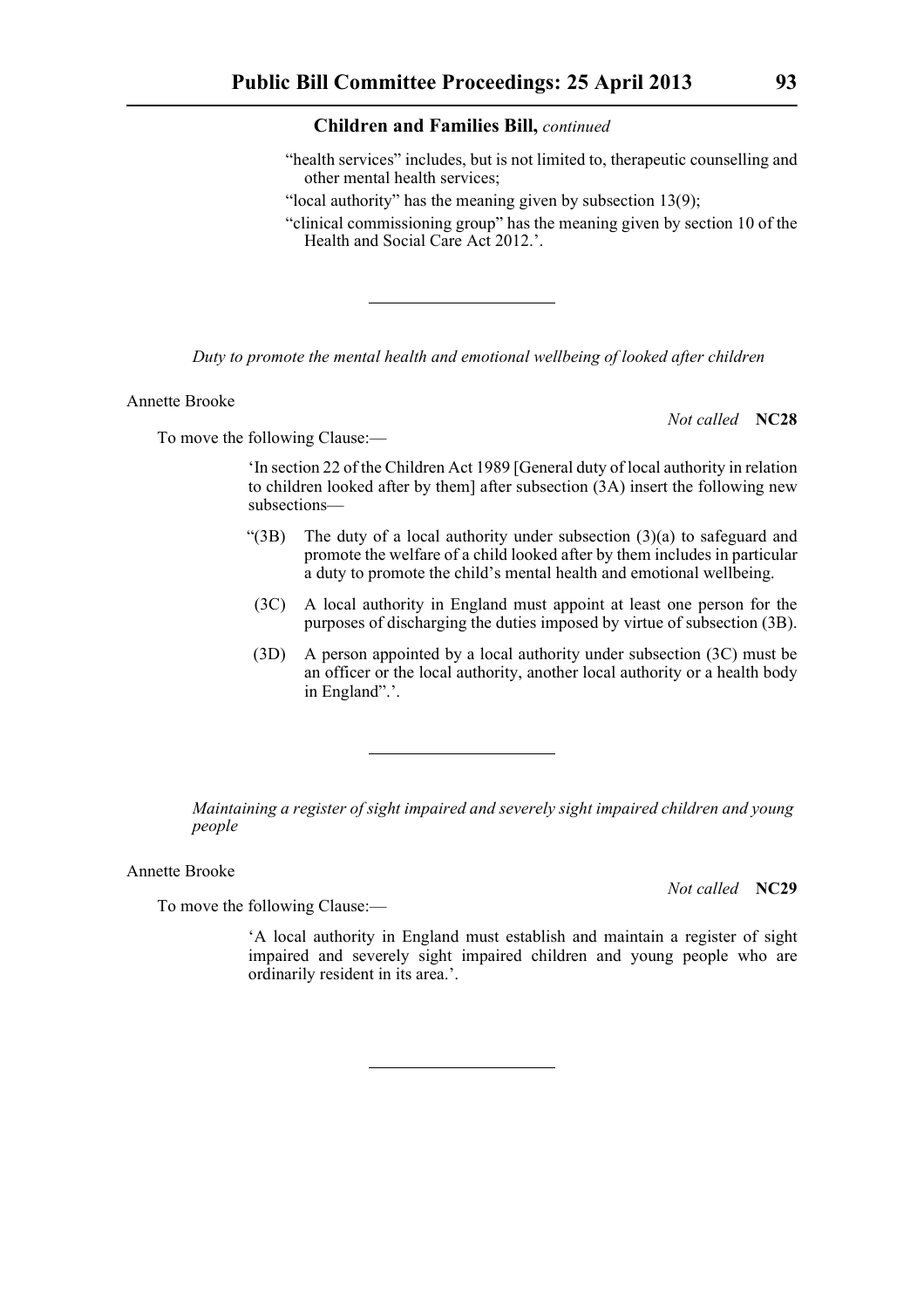**Children and Families Bill,** *continued*

"health services" includes, but is not limited to, therapeutic counselling and other mental health services;

"local authority" has the meaning given by subsection 13(9);

"clinical commissioning group" has the meaning given by section 10 of the Health and Social Care Act 2012.'.

---

*Duty to promote the mental health and emotional wellbeing of looked after children*

Annette Brooke

*Not called* **NC28**

To move the following Clause:—

'In section 22 of the Children Act 1989 [General duty of local authority in relation to children looked after by them] after subsection (3A) insert the following new subsections—

"(3B) The duty of a local authority under subsection (3)(a) to safeguard and promote the welfare of a child looked after by them includes in particular a duty to promote the child's mental health and emotional wellbeing.

(3C) A local authority in England must appoint at least one person for the purposes of discharging the duties imposed by virtue of subsection (3B).

(3D) A person appointed by a local authority under subsection (3C) must be an officer or the local authority, another local authority or a health body in England".'.

---

*Maintaining a register of sight impaired and severely sight impaired children and young people*

Annette Brooke

*Not called* **NC29**

To move the following Clause:—

'A local authority in England must establish and maintain a register of sight impaired and severely sight impaired children and young people who are ordinarily resident in its area.'.

---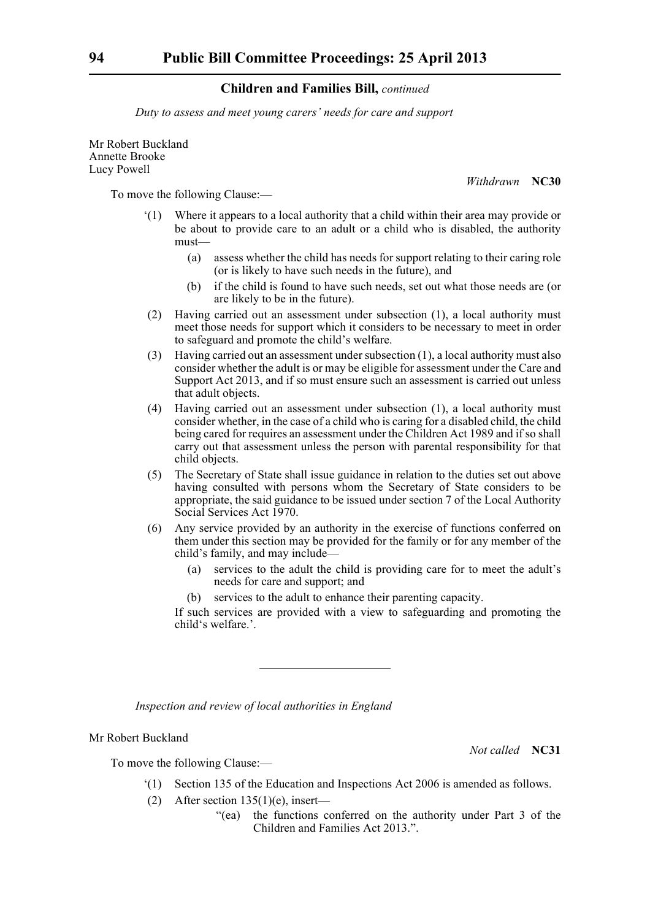**Children and Families Bill,** *continued*

*Duty to assess and meet young carers' needs for care and support*

Mr Robert Buckland
Annette Brooke
Lucy Powell

*Withdrawn* **NC30**

To move the following Clause:—

'(1) Where it appears to a local authority that a child within their area may provide or be about to provide care to an adult or a child who is disabled, the authority must—

(a) assess whether the child has needs for support relating to their caring role (or is likely to have such needs in the future), and

(b) if the child is found to have such needs, set out what those needs are (or are likely to be in the future).

(2) Having carried out an assessment under subsection (1), a local authority must meet those needs for support which it considers to be necessary to meet in order to safeguard and promote the child's welfare.

(3) Having carried out an assessment under subsection (1), a local authority must also consider whether the adult is or may be eligible for assessment under the Care and Support Act 2013, and if so must ensure such an assessment is carried out unless that adult objects.

(4) Having carried out an assessment under subsection (1), a local authority must consider whether, in the case of a child who is caring for a disabled child, the child being cared for requires an assessment under the Children Act 1989 and if so shall carry out that assessment unless the person with parental responsibility for that child objects.

(5) The Secretary of State shall issue guidance in relation to the duties set out above having consulted with persons whom the Secretary of State considers to be appropriate, the said guidance to be issued under section 7 of the Local Authority Social Services Act 1970.

(6) Any service provided by an authority in the exercise of functions conferred on them under this section may be provided for the family or for any member of the child's family, and may include—

(a) services to the adult the child is providing care for to meet the adult's needs for care and support; and

(b) services to the adult to enhance their parenting capacity.

If such services are provided with a view to safeguarding and promoting the child's welfare.'.

---

*Inspection and review of local authorities in England*

Mr Robert Buckland

*Not called* **NC31**

To move the following Clause:—

'(1) Section 135 of the Education and Inspections Act 2006 is amended as follows.

(2) After section 135(1)(e), insert—

"(ea) the functions conferred on the authority under Part 3 of the Children and Families Act 2013.".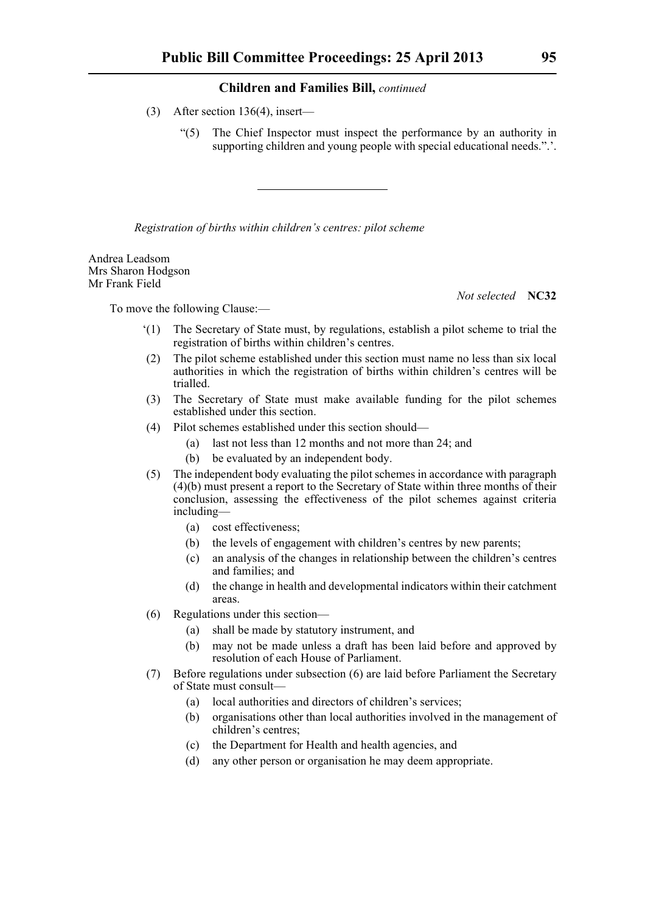**Children and Families Bill,** *continued*

(3) After section 136(4), insert—

"(5) The Chief Inspector must inspect the performance by an authority in supporting children and young people with special educational needs.".'.

---

*Registration of births within children's centres: pilot scheme*

Andrea Leadsom
Mrs Sharon Hodgson
Mr Frank Field

*Not selected* **NC32**

To move the following Clause:—

'(1) The Secretary of State must, by regulations, establish a pilot scheme to trial the registration of births within children's centres.

(2) The pilot scheme established under this section must name no less than six local authorities in which the registration of births within children's centres will be trialled.

(3) The Secretary of State must make available funding for the pilot schemes established under this section.

(4) Pilot schemes established under this section should—

(a) last not less than 12 months and not more than 24; and

(b) be evaluated by an independent body.

(5) The independent body evaluating the pilot schemes in accordance with paragraph (4)(b) must present a report to the Secretary of State within three months of their conclusion, assessing the effectiveness of the pilot schemes against criteria including—

(a) cost effectiveness;

(b) the levels of engagement with children's centres by new parents;

(c) an analysis of the changes in relationship between the children's centres and families; and

(d) the change in health and developmental indicators within their catchment areas.

(6) Regulations under this section—

(a) shall be made by statutory instrument, and

(b) may not be made unless a draft has been laid before and approved by resolution of each House of Parliament.

(7) Before regulations under subsection (6) are laid before Parliament the Secretary of State must consult—

(a) local authorities and directors of children's services;

(b) organisations other than local authorities involved in the management of children's centres;

(c) the Department for Health and health agencies, and

(d) any other person or organisation he may deem appropriate.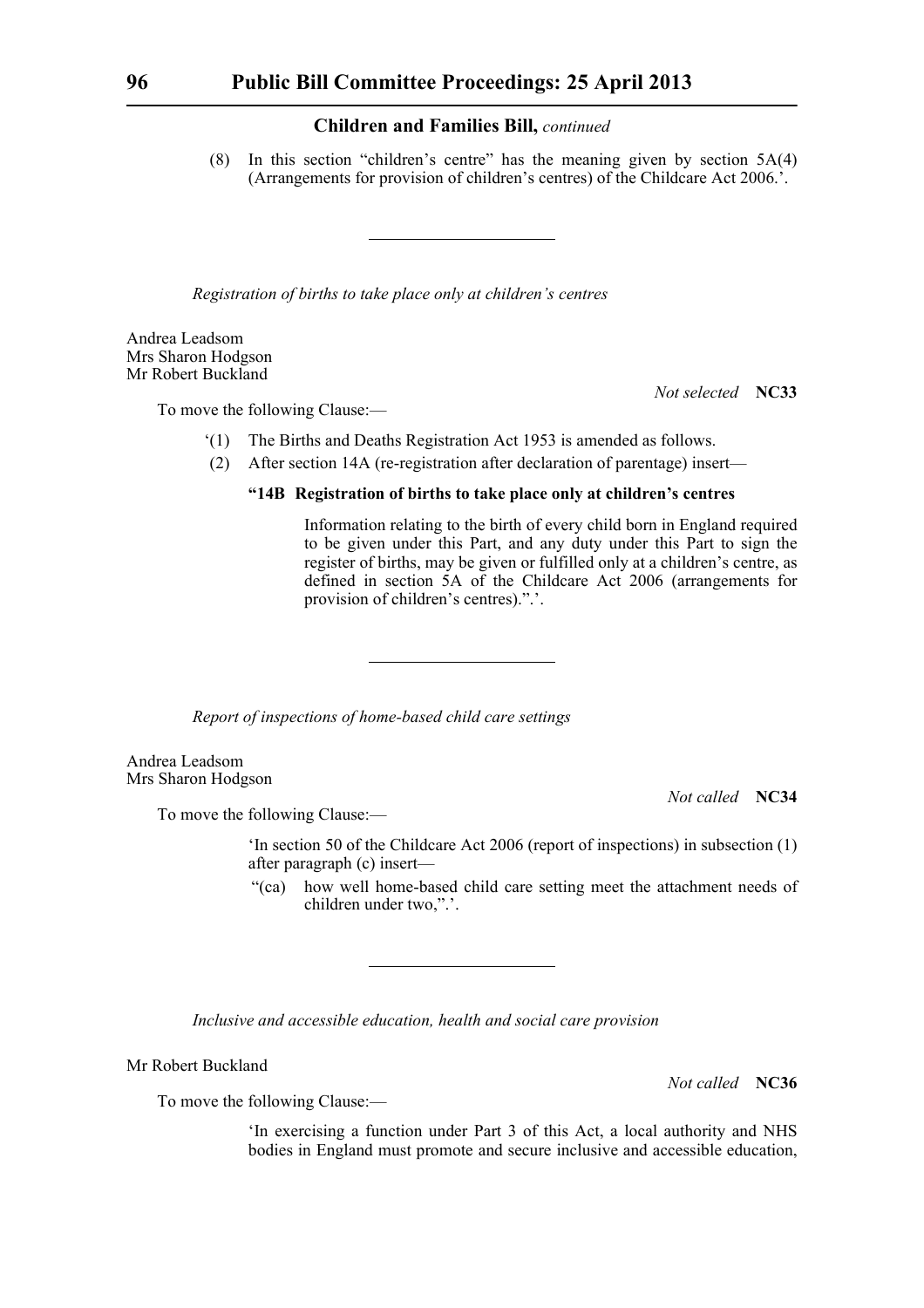Children and Families Bill, *continued*

(8) In this section "children's centre" has the meaning given by section 5A(4) (Arrangements for provision of children's centres) of the Childcare Act 2006.'.

---

*Registration of births to take place only at children's centres*

Andrea Leadsom
Mrs Sharon Hodgson
Mr Robert Buckland

*Not selected* **NC33**

To move the following Clause:—

'(1) The Births and Deaths Registration Act 1953 is amended as follows.

(2) After section 14A (re-registration after declaration of parentage) insert—

**"14B Registration of births to take place only at children's centres**

Information relating to the birth of every child born in England required to be given under this Part, and any duty under this Part to sign the register of births, may be given or fulfilled only at a children's centre, as defined in section 5A of the Childcare Act 2006 (arrangements for provision of children's centres).".'.

---

*Report of inspections of home-based child care settings*

Andrea Leadsom
Mrs Sharon Hodgson

*Not called* **NC34**

To move the following Clause:—

'In section 50 of the Childcare Act 2006 (report of inspections) in subsection (1) after paragraph (c) insert—

"(ca) how well home-based child care setting meet the attachment needs of children under two,".'.

---

*Inclusive and accessible education, health and social care provision*

Mr Robert Buckland

*Not called* **NC36**

To move the following Clause:—

'In exercising a function under Part 3 of this Act, a local authority and NHS bodies in England must promote and secure inclusive and accessible education,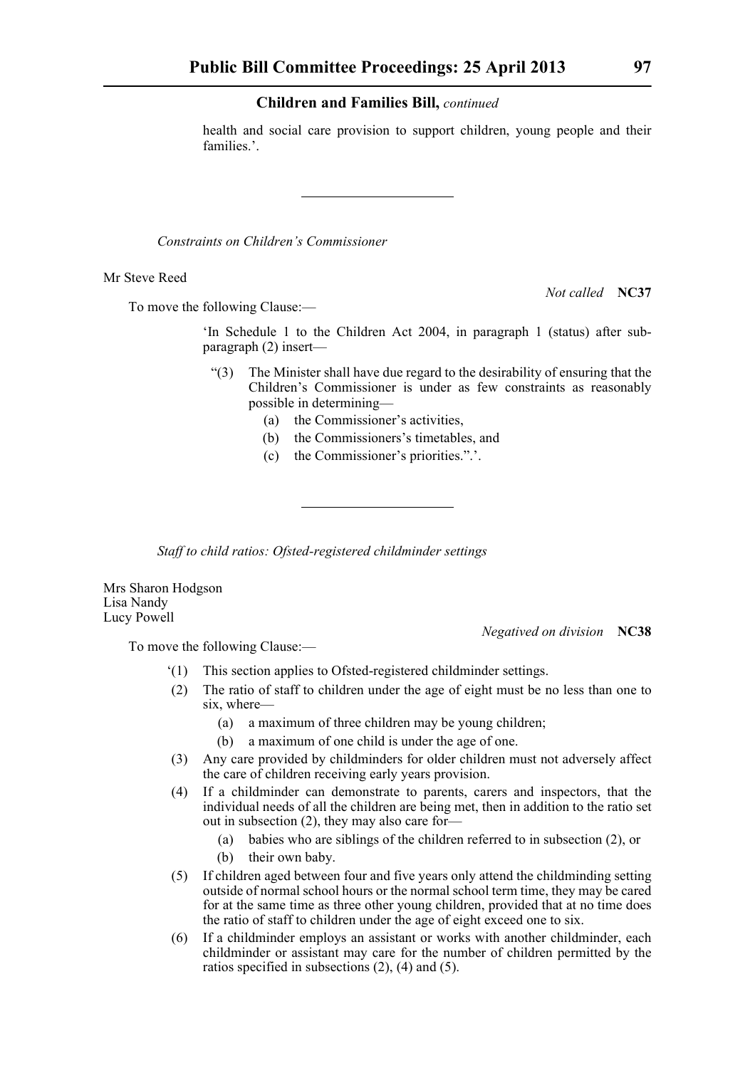health and social care provision to support children, young people and their families.'.

---

*Constraints on Children's Commissioner*

Mr Steve Reed

*Not called* **NC37**

To move the following Clause:—

'In Schedule 1 to the Children Act 2004, in paragraph 1 (status) after sub-paragraph (2) insert—

"(3) The Minister shall have due regard to the desirability of ensuring that the Children's Commissioner is under as few constraints as reasonably possible in determining—

(a) the Commissioner's activities,

(b) the Commissioners's timetables, and

(c) the Commissioner's priorities.".'.

---

*Staff to child ratios: Ofsted-registered childminder settings*

Mrs Sharon Hodgson
Lisa Nandy
Lucy Powell

*Negatived on division* **NC38**

To move the following Clause:—

'(1) This section applies to Ofsted-registered childminder settings.

(2) The ratio of staff to children under the age of eight must be no less than one to six, where—

(a) a maximum of three children may be young children;

(b) a maximum of one child is under the age of one.

(3) Any care provided by childminders for older children must not adversely affect the care of children receiving early years provision.

(4) If a childminder can demonstrate to parents, carers and inspectors, that the individual needs of all the children are being met, then in addition to the ratio set out in subsection (2), they may also care for—

(a) babies who are siblings of the children referred to in subsection (2), or

(b) their own baby.

(5) If children aged between four and five years only attend the childminding setting outside of normal school hours or the normal school term time, they may be cared for at the same time as three other young children, provided that at no time does the ratio of staff to children under the age of eight exceed one to six.

(6) If a childminder employs an assistant or works with another childminder, each childminder or assistant may care for the number of children permitted by the ratios specified in subsections (2), (4) and (5).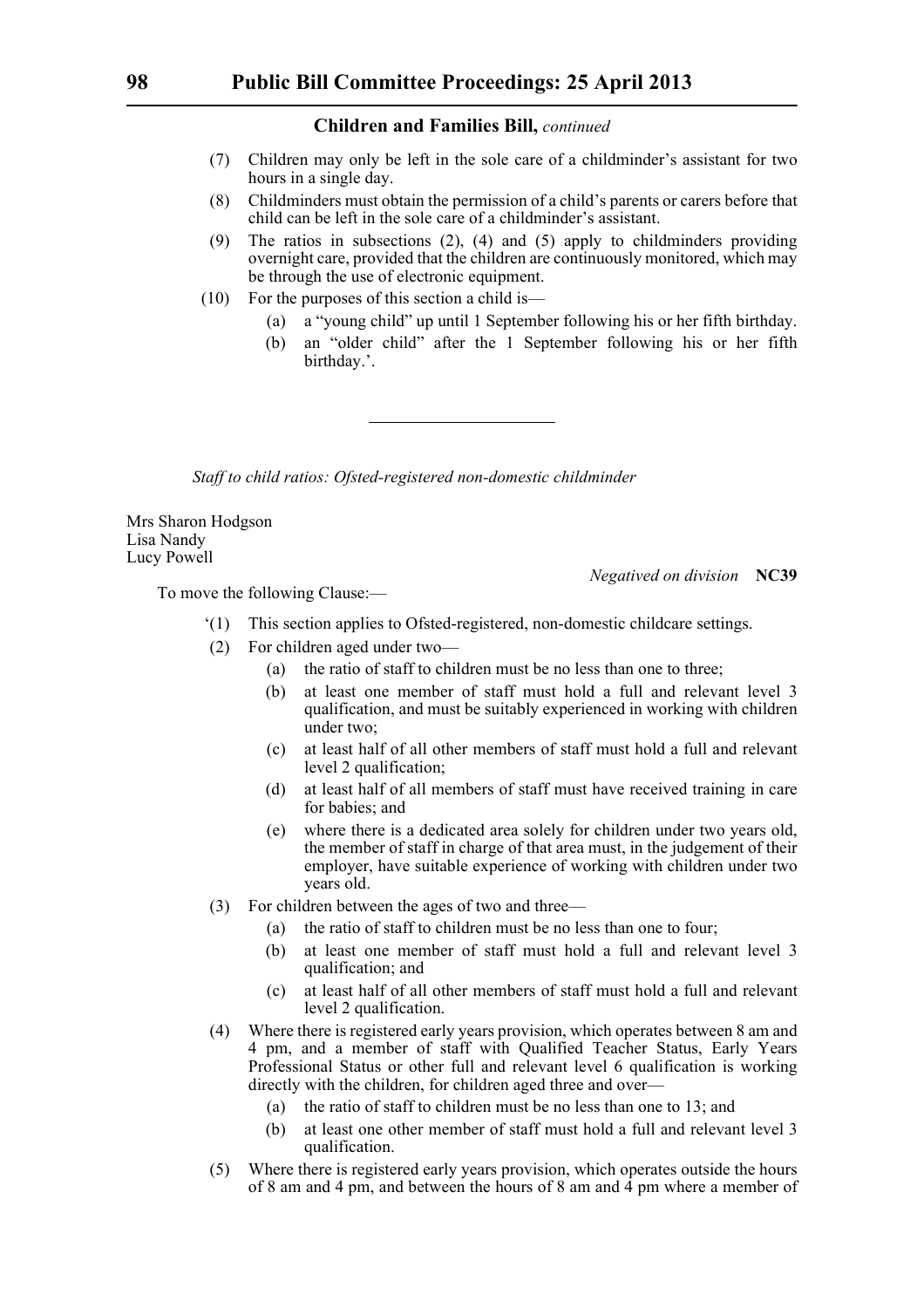(7) Children may only be left in the sole care of a childminder's assistant for two hours in a single day.

(8) Childminders must obtain the permission of a child's parents or carers before that child can be left in the sole care of a childminder's assistant.

(9) The ratios in subsections (2), (4) and (5) apply to childminders providing overnight care, provided that the children are continuously monitored, which may be through the use of electronic equipment.

(10) For the purposes of this section a child is—

(a) a "young child" up until 1 September following his or her fifth birthday.

(b) an "older child" after the 1 September following his or her fifth birthday.'.

---

*Staff to child ratios: Ofsted-registered non-domestic childminder*

Mrs Sharon Hodgson
Lisa Nandy
Lucy Powell

*Negatived on division* **NC39**

To move the following Clause:—

'(1) This section applies to Ofsted-registered, non-domestic childcare settings.

(2) For children aged under two—

(a) the ratio of staff to children must be no less than one to three;

(b) at least one member of staff must hold a full and relevant level 3 qualification, and must be suitably experienced in working with children under two;

(c) at least half of all other members of staff must hold a full and relevant level 2 qualification;

(d) at least half of all members of staff must have received training in care for babies; and

(e) where there is a dedicated area solely for children under two years old, the member of staff in charge of that area must, in the judgement of their employer, have suitable experience of working with children under two years old.

(3) For children between the ages of two and three—

(a) the ratio of staff to children must be no less than one to four;

(b) at least one member of staff must hold a full and relevant level 3 qualification; and

(c) at least half of all other members of staff must hold a full and relevant level 2 qualification.

(4) Where there is registered early years provision, which operates between 8 am and 4 pm, and a member of staff with Qualified Teacher Status, Early Years Professional Status or other full and relevant level 6 qualification is working directly with the children, for children aged three and over—

(a) the ratio of staff to children must be no less than one to 13; and

(b) at least one other member of staff must hold a full and relevant level 3 qualification.

(5) Where there is registered early years provision, which operates outside the hours of 8 am and 4 pm, and between the hours of 8 am and 4 pm where a member of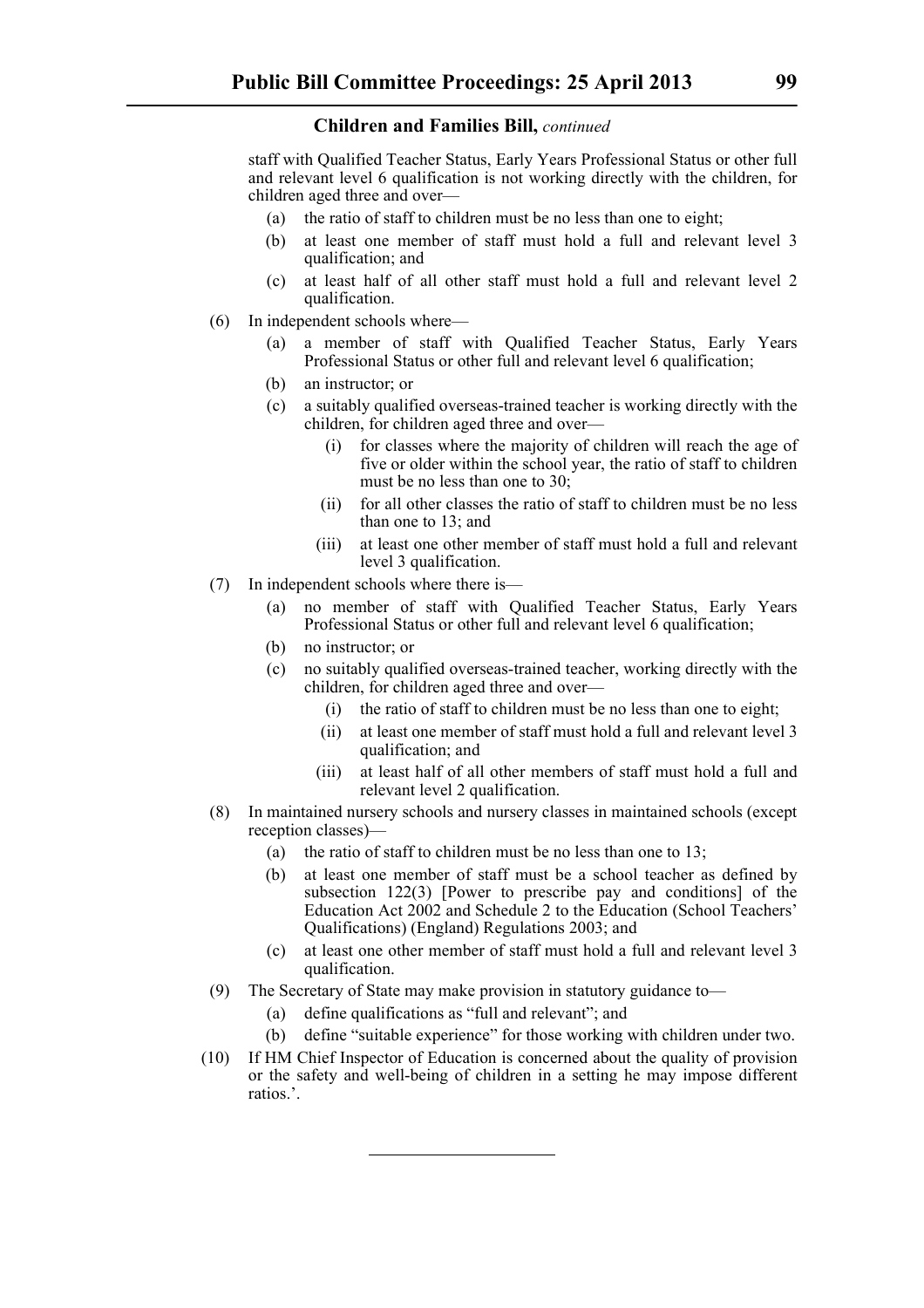staff with Qualified Teacher Status, Early Years Professional Status or other full and relevant level 6 qualification is not working directly with the children, for children aged three and over—

(a) the ratio of staff to children must be no less than one to eight;

(b) at least one member of staff must hold a full and relevant level 3 qualification; and

(c) at least half of all other staff must hold a full and relevant level 2 qualification.

(6) In independent schools where—

(a) a member of staff with Qualified Teacher Status, Early Years Professional Status or other full and relevant level 6 qualification;

(b) an instructor; or

(c) a suitably qualified overseas-trained teacher is working directly with the children, for children aged three and over—

(i) for classes where the majority of children will reach the age of five or older within the school year, the ratio of staff to children must be no less than one to 30;

(ii) for all other classes the ratio of staff to children must be no less than one to 13; and

(iii) at least one other member of staff must hold a full and relevant level 3 qualification.

(7) In independent schools where there is—

(a) no member of staff with Qualified Teacher Status, Early Years Professional Status or other full and relevant level 6 qualification;

(b) no instructor; or

(c) no suitably qualified overseas-trained teacher, working directly with the children, for children aged three and over—

(i) the ratio of staff to children must be no less than one to eight;

(ii) at least one member of staff must hold a full and relevant level 3 qualification; and

(iii) at least half of all other members of staff must hold a full and relevant level 2 qualification.

(8) In maintained nursery schools and nursery classes in maintained schools (except reception classes)—

(a) the ratio of staff to children must be no less than one to 13;

(b) at least one member of staff must be a school teacher as defined by subsection 122(3) [Power to prescribe pay and conditions] of the Education Act 2002 and Schedule 2 to the Education (School Teachers' Qualifications) (England) Regulations 2003; and

(c) at least one other member of staff must hold a full and relevant level 3 qualification.

(9) The Secretary of State may make provision in statutory guidance to—

(a) define qualifications as "full and relevant"; and

(b) define "suitable experience" for those working with children under two.

(10) If HM Chief Inspector of Education is concerned about the quality of provision or the safety and well-being of children in a setting he may impose different ratios.'.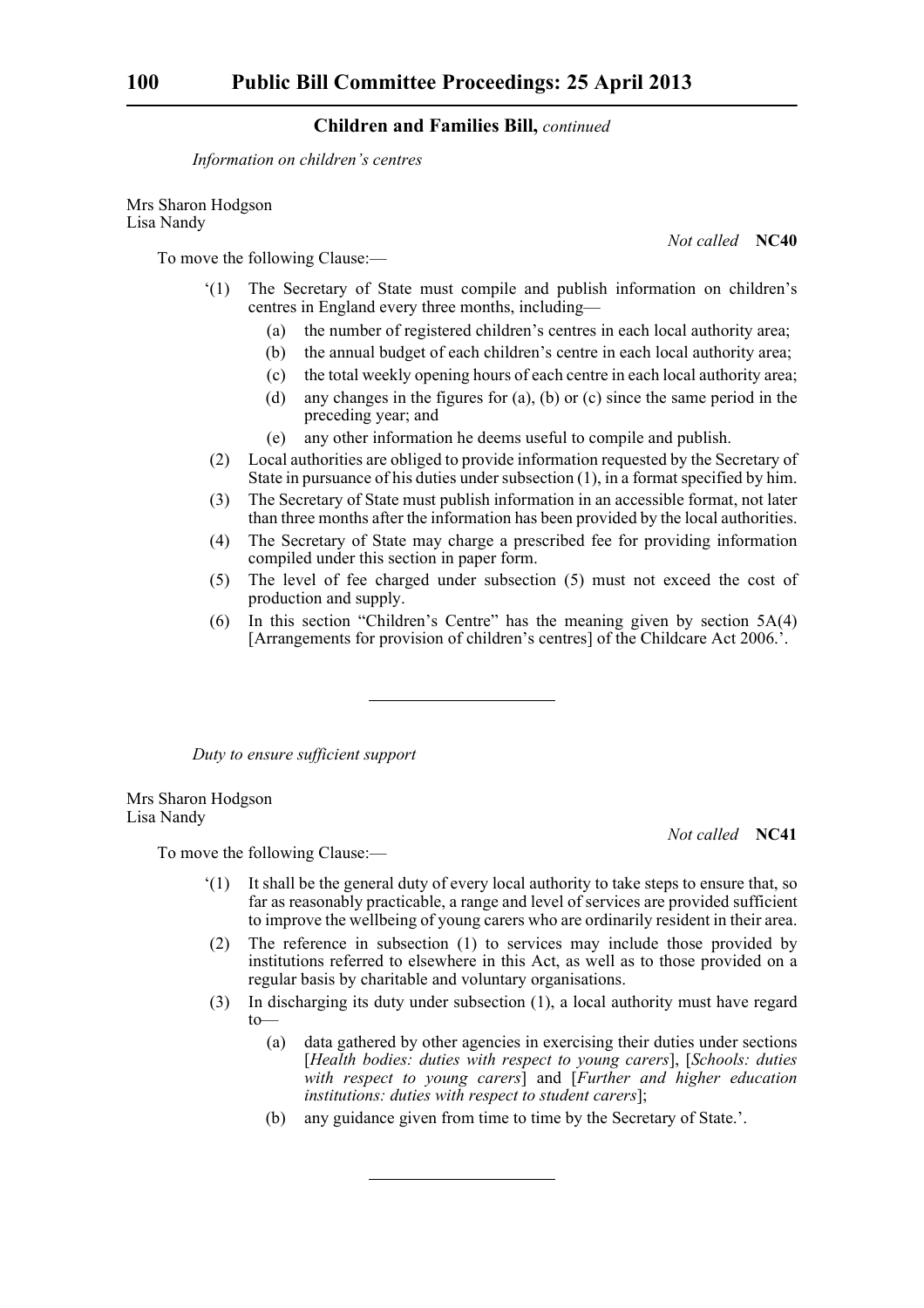*Information on children's centres*

Mrs Sharon Hodgson
Lisa Nandy

*Not called* **NC40**

To move the following Clause:—

'(1) The Secretary of State must compile and publish information on children's centres in England every three months, including—

(a) the number of registered children's centres in each local authority area;

(b) the annual budget of each children's centre in each local authority area;

(c) the total weekly opening hours of each centre in each local authority area;

(d) any changes in the figures for (a), (b) or (c) since the same period in the preceding year; and

(e) any other information he deems useful to compile and publish.

(2) Local authorities are obliged to provide information requested by the Secretary of State in pursuance of his duties under subsection (1), in a format specified by him.

(3) The Secretary of State must publish information in an accessible format, not later than three months after the information has been provided by the local authorities.

(4) The Secretary of State may charge a prescribed fee for providing information compiled under this section in paper form.

(5) The level of fee charged under subsection (5) must not exceed the cost of production and supply.

(6) In this section "Children's Centre" has the meaning given by section 5A(4) [Arrangements for provision of children's centres] of the Childcare Act 2006.'.

---

*Duty to ensure sufficient support*

Mrs Sharon Hodgson
Lisa Nandy

*Not called* **NC41**

To move the following Clause:—

'(1) It shall be the general duty of every local authority to take steps to ensure that, so far as reasonably practicable, a range and level of services are provided sufficient to improve the wellbeing of young carers who are ordinarily resident in their area.

(2) The reference in subsection (1) to services may include those provided by institutions referred to elsewhere in this Act, as well as to those provided on a regular basis by charitable and voluntary organisations.

(3) In discharging its duty under subsection (1), a local authority must have regard to—

(a) data gathered by other agencies in exercising their duties under sections [*Health bodies: duties with respect to young carers*], [*Schools: duties with respect to young carers*] and [*Further and higher education institutions: duties with respect to student carers*];

(b) any guidance given from time to time by the Secretary of State.'.

---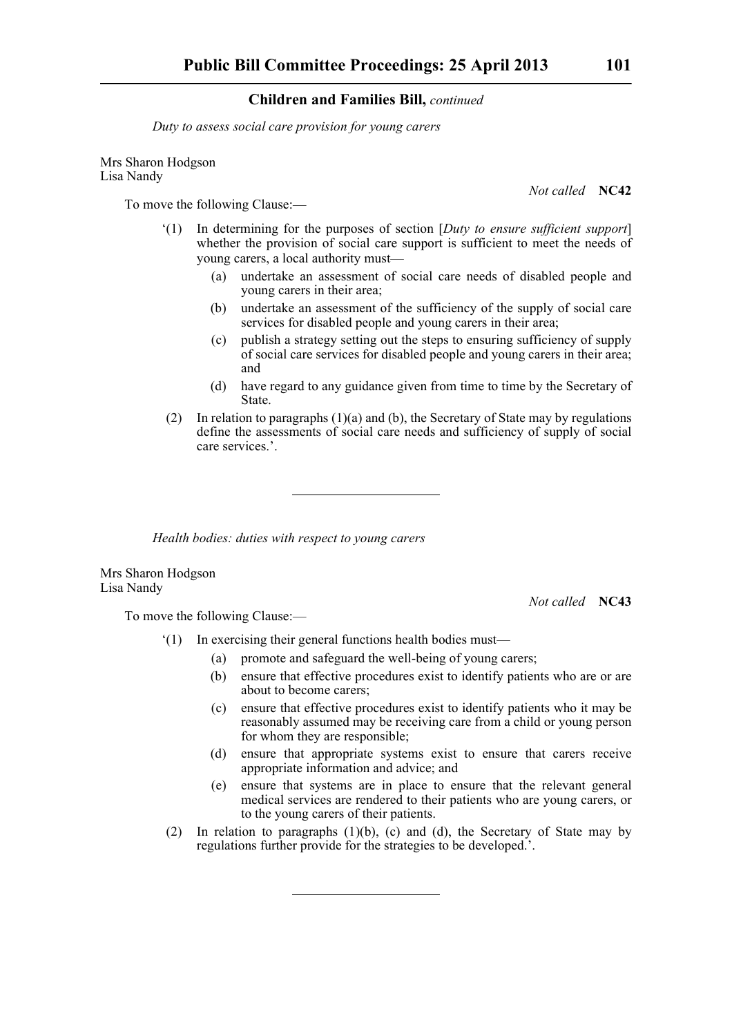*Duty to assess social care provision for young carers*

Mrs Sharon Hodgson
Lisa Nandy

*Not called* **NC42**

To move the following Clause:—

'(1) In determining for the purposes of section [*Duty to ensure sufficient support*] whether the provision of social care support is sufficient to meet the needs of young carers, a local authority must—

(a) undertake an assessment of social care needs of disabled people and young carers in their area;

(b) undertake an assessment of the sufficiency of the supply of social care services for disabled people and young carers in their area;

(c) publish a strategy setting out the steps to ensuring sufficiency of supply of social care services for disabled people and young carers in their area; and

(d) have regard to any guidance given from time to time by the Secretary of State.

(2) In relation to paragraphs (1)(a) and (b), the Secretary of State may by regulations define the assessments of social care needs and sufficiency of supply of social care services.'.

---

*Health bodies: duties with respect to young carers*

Mrs Sharon Hodgson
Lisa Nandy

*Not called* **NC43**

To move the following Clause:—

'(1) In exercising their general functions health bodies must—

(a) promote and safeguard the well-being of young carers;

(b) ensure that effective procedures exist to identify patients who are or are about to become carers;

(c) ensure that effective procedures exist to identify patients who it may be reasonably assumed may be receiving care from a child or young person for whom they are responsible;

(d) ensure that appropriate systems exist to ensure that carers receive appropriate information and advice; and

(e) ensure that systems are in place to ensure that the relevant general medical services are rendered to their patients who are young carers, or to the young carers of their patients.

(2) In relation to paragraphs (1)(b), (c) and (d), the Secretary of State may by regulations further provide for the strategies to be developed.'.

---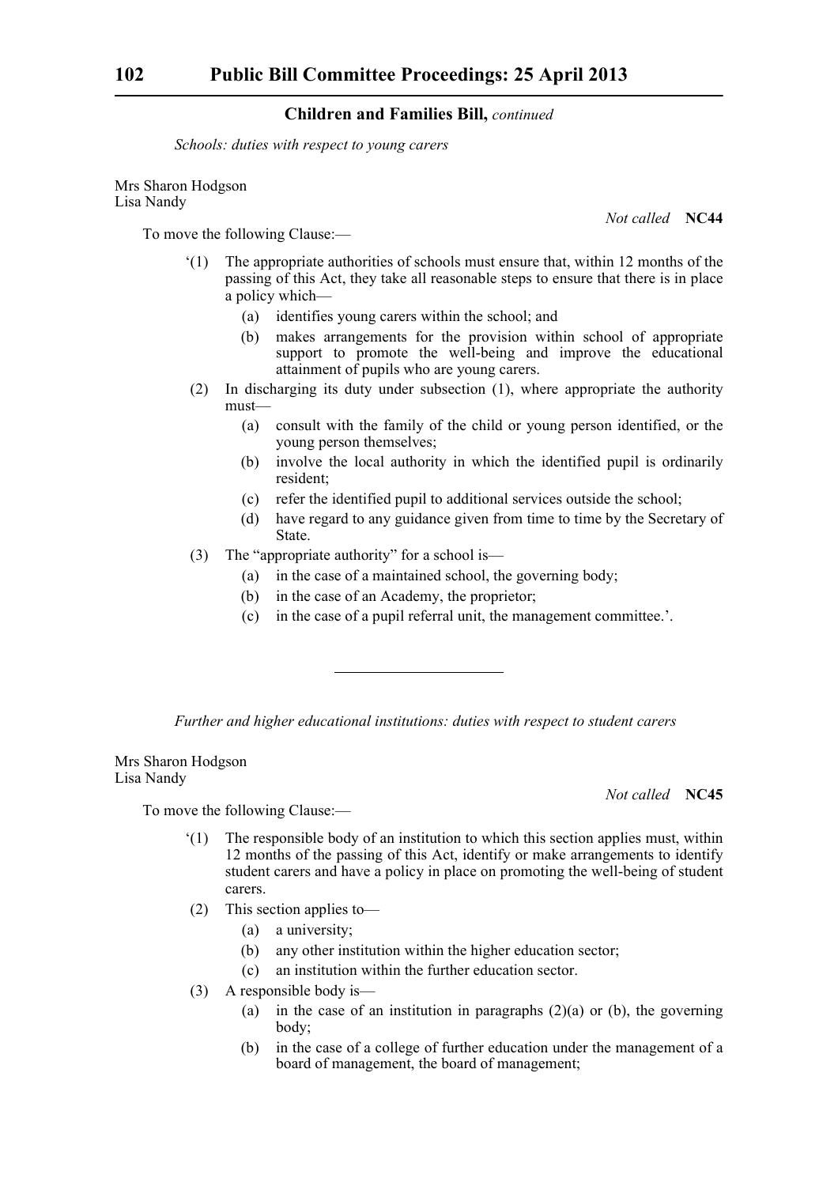*Schools: duties with respect to young carers*

Mrs Sharon Hodgson
Lisa Nandy

*Not called* **NC44**

To move the following Clause:—

‘(1) The appropriate authorities of schools must ensure that, within 12 months of the passing of this Act, they take all reasonable steps to ensure that there is in place a policy which—

(a) identifies young carers within the school; and

(b) makes arrangements for the provision within school of appropriate support to promote the well-being and improve the educational attainment of pupils who are young carers.

(2) In discharging its duty under subsection (1), where appropriate the authority must—

(a) consult with the family of the child or young person identified, or the young person themselves;

(b) involve the local authority in which the identified pupil is ordinarily resident;

(c) refer the identified pupil to additional services outside the school;

(d) have regard to any guidance given from time to time by the Secretary of State.

(3) The “appropriate authority” for a school is—

(a) in the case of a maintained school, the governing body;

(b) in the case of an Academy, the proprietor;

(c) in the case of a pupil referral unit, the management committee.’.

---

*Further and higher educational institutions: duties with respect to student carers*

Mrs Sharon Hodgson
Lisa Nandy

*Not called* **NC45**

To move the following Clause:—

‘(1) The responsible body of an institution to which this section applies must, within 12 months of the passing of this Act, identify or make arrangements to identify student carers and have a policy in place on promoting the well-being of student carers.

(2) This section applies to—

(a) a university;

(b) any other institution within the higher education sector;

(c) an institution within the further education sector.

(3) A responsible body is—

(a) in the case of an institution in paragraphs (2)(a) or (b), the governing body;

(b) in the case of a college of further education under the management of a board of management, the board of management;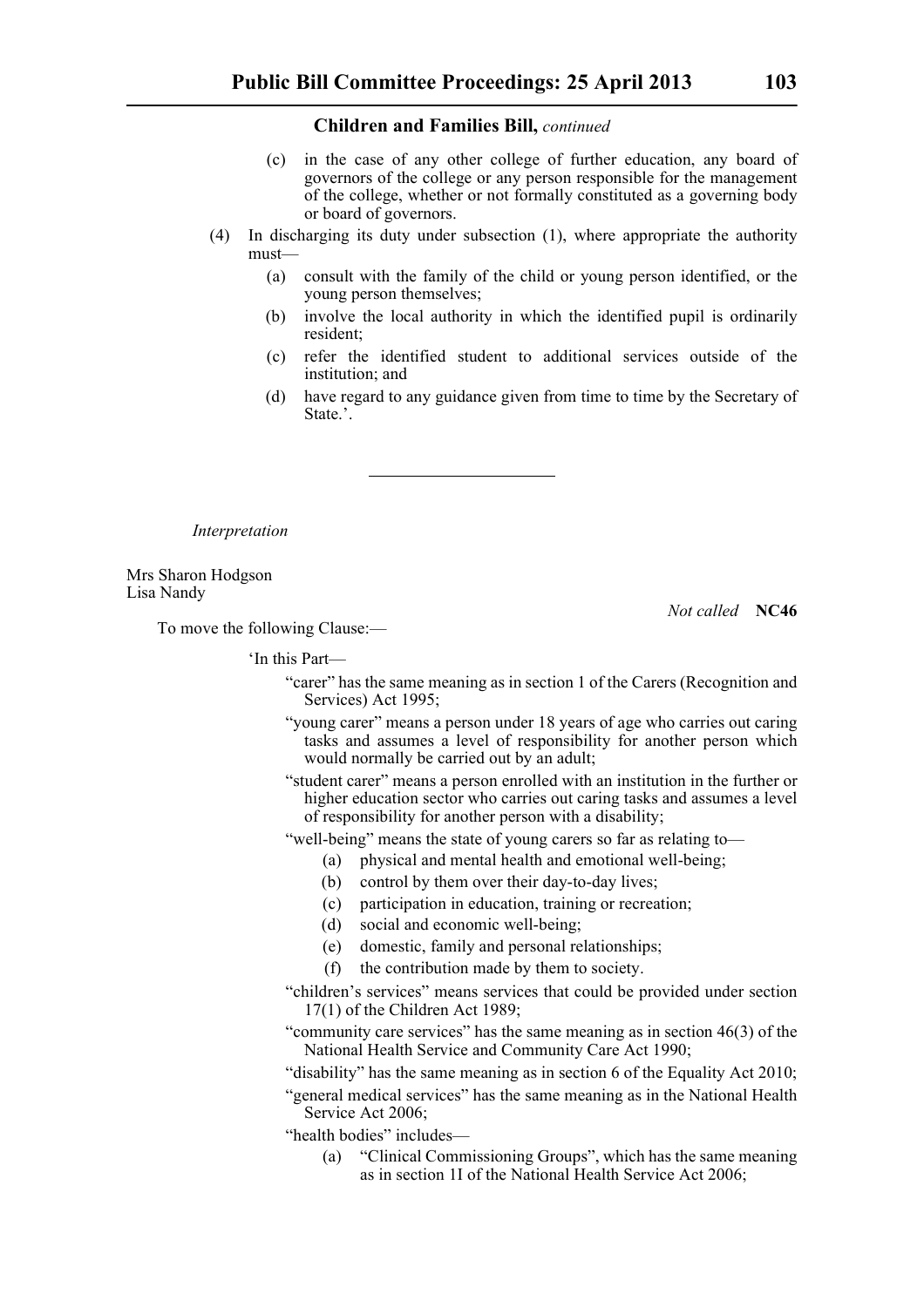**Children and Families Bill,** *continued*

(c) in the case of any other college of further education, any board of governors of the college or any person responsible for the management of the college, whether or not formally constituted as a governing body or board of governors.

(4) In discharging its duty under subsection (1), where appropriate the authority must—

(a) consult with the family of the child or young person identified, or the young person themselves;

(b) involve the local authority in which the identified pupil is ordinarily resident;

(c) refer the identified student to additional services outside of the institution; and

(d) have regard to any guidance given from time to time by the Secretary of State.'.

---

*Interpretation*

Mrs Sharon Hodgson
Lisa Nandy

*Not called* **NC46**

To move the following Clause:—

'In this Part—

"carer" has the same meaning as in section 1 of the Carers (Recognition and Services) Act 1995;

"young carer" means a person under 18 years of age who carries out caring tasks and assumes a level of responsibility for another person which would normally be carried out by an adult;

"student carer" means a person enrolled with an institution in the further or higher education sector who carries out caring tasks and assumes a level of responsibility for another person with a disability;

"well-being" means the state of young carers so far as relating to—

(a) physical and mental health and emotional well-being;

(b) control by them over their day-to-day lives;

(c) participation in education, training or recreation;

(d) social and economic well-being;

(e) domestic, family and personal relationships;

(f) the contribution made by them to society.

"children's services" means services that could be provided under section 17(1) of the Children Act 1989;

"community care services" has the same meaning as in section 46(3) of the National Health Service and Community Care Act 1990;

"disability" has the same meaning as in section 6 of the Equality Act 2010;

"general medical services" has the same meaning as in the National Health Service Act 2006;

"health bodies" includes—

(a) "Clinical Commissioning Groups", which has the same meaning as in section 1I of the National Health Service Act 2006;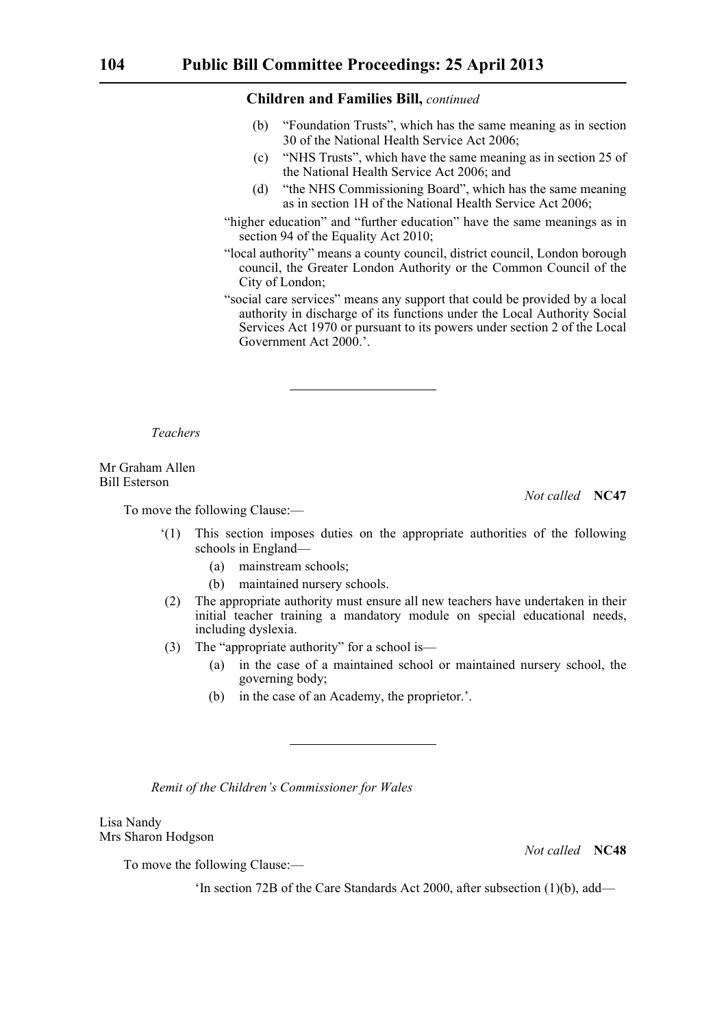**Children and Families Bill,** *continued*

(b) "Foundation Trusts", which has the same meaning as in section 30 of the National Health Service Act 2006;

(c) "NHS Trusts", which have the same meaning as in section 25 of the National Health Service Act 2006; and

(d) "the NHS Commissioning Board", which has the same meaning as in section 1H of the National Health Service Act 2006;

"higher education" and "further education" have the same meanings as in section 94 of the Equality Act 2010;

"local authority" means a county council, district council, London borough council, the Greater London Authority or the Common Council of the City of London;

"social care services" means any support that could be provided by a local authority in discharge of its functions under the Local Authority Social Services Act 1970 or pursuant to its powers under section 2 of the Local Government Act 2000.'.

---

*Teachers*

Mr Graham Allen
Bill Esterson

*Not called* **NC47**

To move the following Clause:—

'(1) This section imposes duties on the appropriate authorities of the following schools in England—

(a) mainstream schools;

(b) maintained nursery schools.

(2) The appropriate authority must ensure all new teachers have undertaken in their initial teacher training a mandatory module on special educational needs, including dyslexia.

(3) The "appropriate authority" for a school is—

(a) in the case of a maintained school or maintained nursery school, the governing body;

(b) in the case of an Academy, the proprietor.'.

---

*Remit of the Children's Commissioner for Wales*

Lisa Nandy
Mrs Sharon Hodgson

*Not called* **NC48**

To move the following Clause:—

'In section 72B of the Care Standards Act 2000, after subsection (1)(b), add—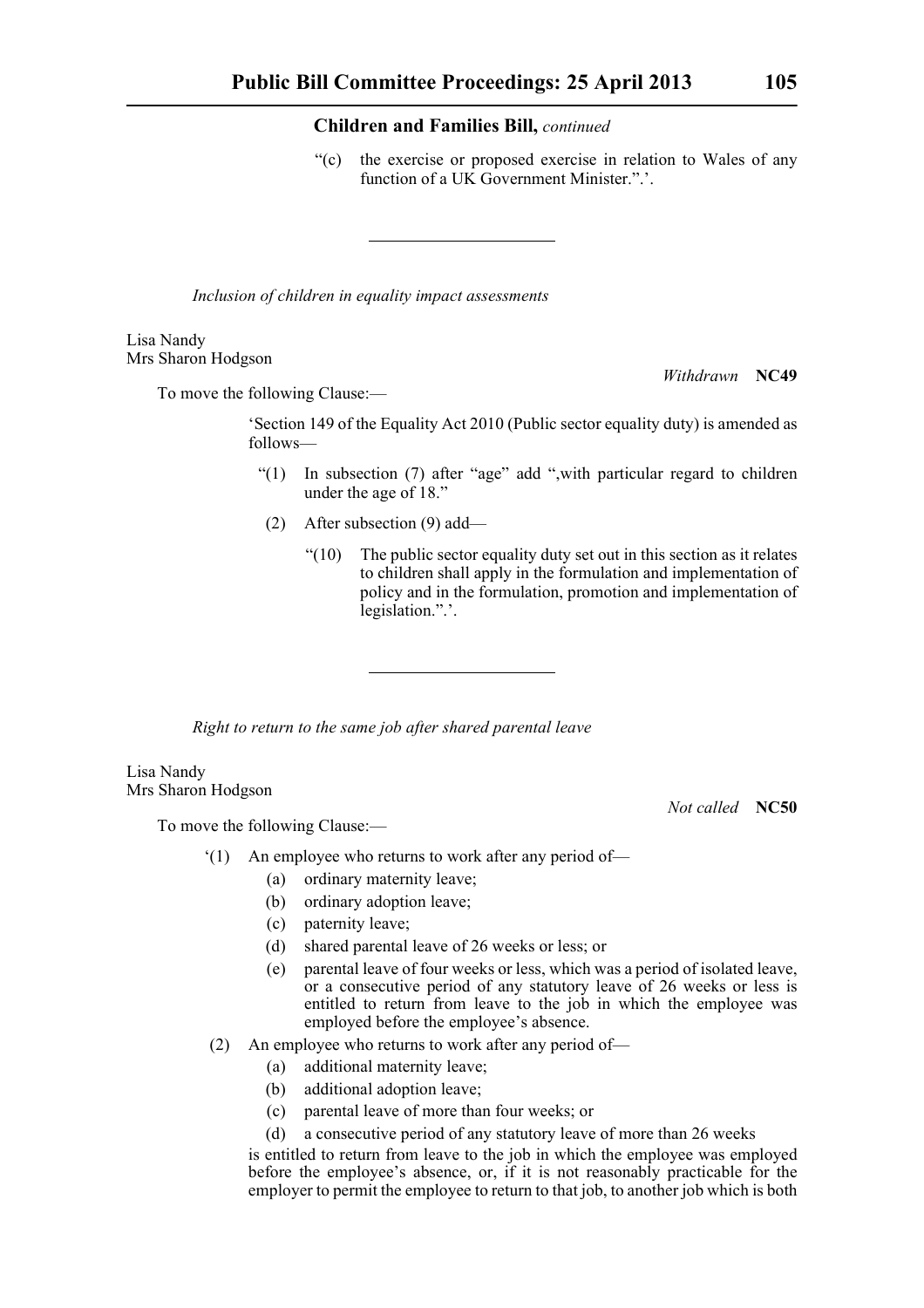**Children and Families Bill,** *continued*

"(c) the exercise or proposed exercise in relation to Wales of any function of a UK Government Minister.".'.

---

*Inclusion of children in equality impact assessments*

Lisa Nandy
Mrs Sharon Hodgson

*Withdrawn* **NC49**

To move the following Clause:—

'Section 149 of the Equality Act 2010 (Public sector equality duty) is amended as follows—

"(1) In subsection (7) after "age" add ",with particular regard to children under the age of 18."

(2) After subsection (9) add—

"(10) The public sector equality duty set out in this section as it relates to children shall apply in the formulation and implementation of policy and in the formulation, promotion and implementation of legislation.".'.

---

*Right to return to the same job after shared parental leave*

Lisa Nandy
Mrs Sharon Hodgson

*Not called* **NC50**

To move the following Clause:—

'(1) An employee who returns to work after any period of—

(a) ordinary maternity leave;
(b) ordinary adoption leave;
(c) paternity leave;
(d) shared parental leave of 26 weeks or less; or
(e) parental leave of four weeks or less, which was a period of isolated leave, or a consecutive period of any statutory leave of 26 weeks or less is entitled to return from leave to the job in which the employee was employed before the employee's absence.

(2) An employee who returns to work after any period of—

(a) additional maternity leave;
(b) additional adoption leave;
(c) parental leave of more than four weeks; or
(d) a consecutive period of any statutory leave of more than 26 weeks

is entitled to return from leave to the job in which the employee was employed before the employee's absence, or, if it is not reasonably practicable for the employer to permit the employee to return to that job, to another job which is both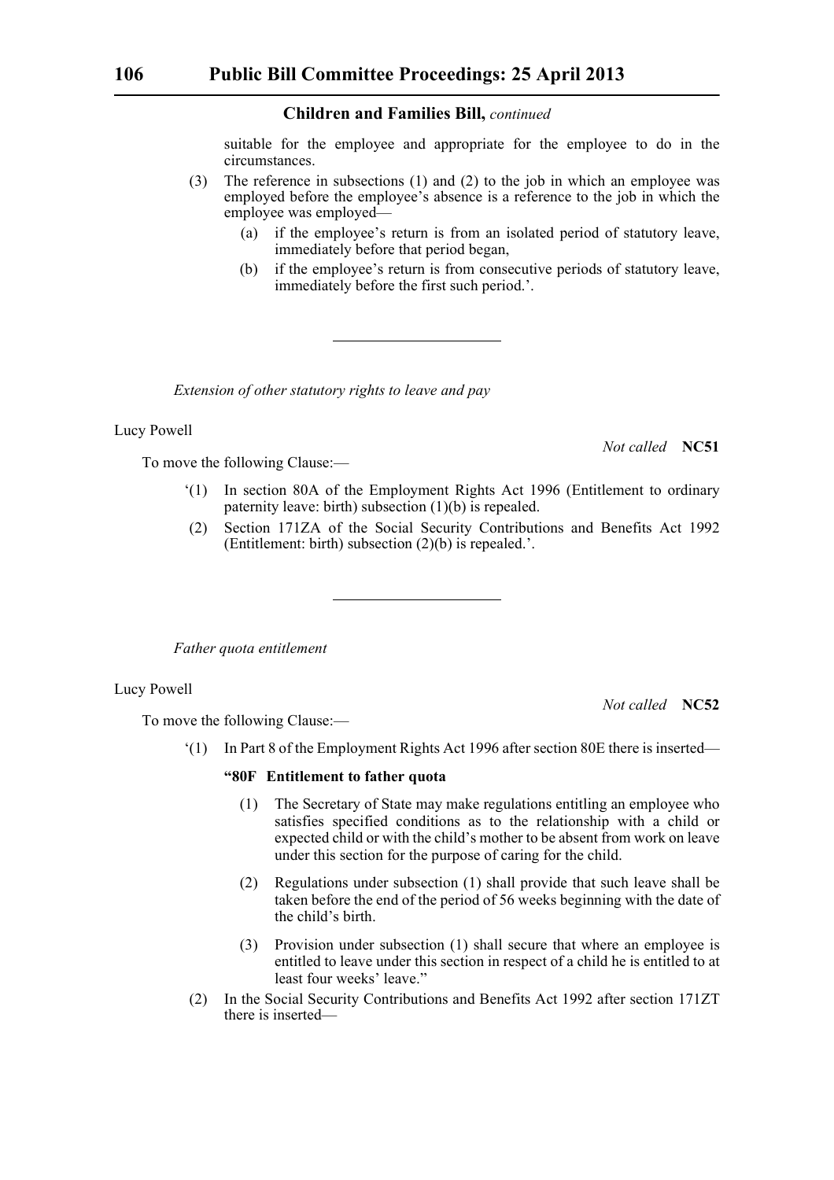suitable for the employee and appropriate for the employee to do in the circumstances.

(3) The reference in subsections (1) and (2) to the job in which an employee was employed before the employee's absence is a reference to the job in which the employee was employed—

(a) if the employee's return is from an isolated period of statutory leave, immediately before that period began,

(b) if the employee's return is from consecutive periods of statutory leave, immediately before the first such period.'.

---

*Extension of other statutory rights to leave and pay*

Lucy Powell

*Not called* **NC51**

To move the following Clause:—

'(1) In section 80A of the Employment Rights Act 1996 (Entitlement to ordinary paternity leave: birth) subsection (1)(b) is repealed.

(2) Section 171ZA of the Social Security Contributions and Benefits Act 1992 (Entitlement: birth) subsection (2)(b) is repealed.'.

---

*Father quota entitlement*

Lucy Powell

*Not called* **NC52**

To move the following Clause:—

'(1) In Part 8 of the Employment Rights Act 1996 after section 80E there is inserted—

**"80F Entitlement to father quota**

(1) The Secretary of State may make regulations entitling an employee who satisfies specified conditions as to the relationship with a child or expected child or with the child's mother to be absent from work on leave under this section for the purpose of caring for the child.

(2) Regulations under subsection (1) shall provide that such leave shall be taken before the end of the period of 56 weeks beginning with the date of the child's birth.

(3) Provision under subsection (1) shall secure that where an employee is entitled to leave under this section in respect of a child he is entitled to at least four weeks' leave."

(2) In the Social Security Contributions and Benefits Act 1992 after section 171ZT there is inserted—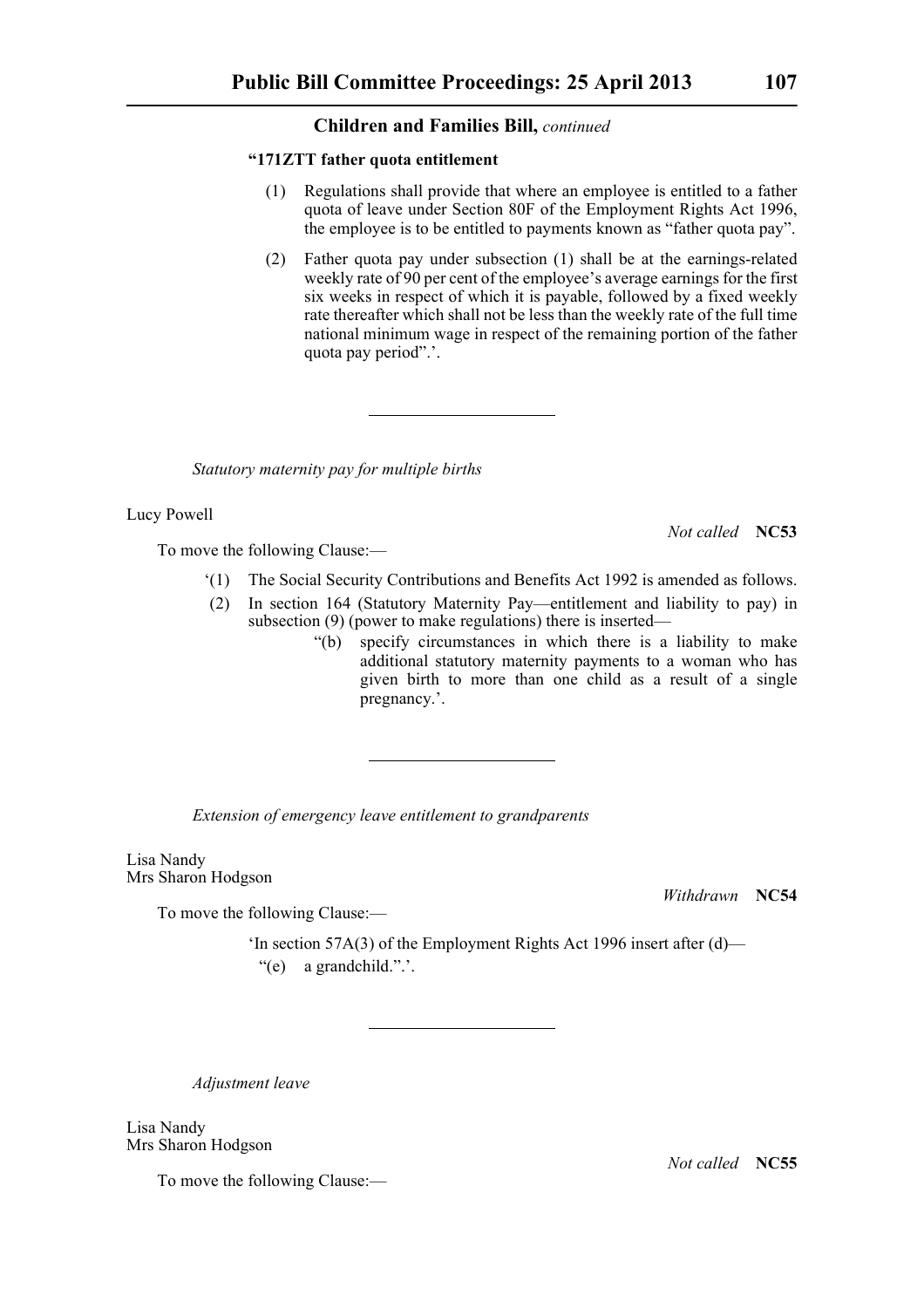**"171ZTT father quota entitlement**

(1) Regulations shall provide that where an employee is entitled to a father quota of leave under Section 80F of the Employment Rights Act 1996, the employee is to be entitled to payments known as "father quota pay".

(2) Father quota pay under subsection (1) shall be at the earnings-related weekly rate of 90 per cent of the employee's average earnings for the first six weeks in respect of which it is payable, followed by a fixed weekly rate thereafter which shall not be less than the weekly rate of the full time national minimum wage in respect of the remaining portion of the father quota pay period".'.

---

*Statutory maternity pay for multiple births*

Lucy Powell

*Not called* **NC53**

To move the following Clause:—

'(1) The Social Security Contributions and Benefits Act 1992 is amended as follows.

(2) In section 164 (Statutory Maternity Pay—entitlement and liability to pay) in subsection (9) (power to make regulations) there is inserted—

"(b) specify circumstances in which there is a liability to make additional statutory maternity payments to a woman who has given birth to more than one child as a result of a single pregnancy.'.

---

*Extension of emergency leave entitlement to grandparents*

Lisa Nandy
Mrs Sharon Hodgson

*Withdrawn* **NC54**

To move the following Clause:—

'In section 57A(3) of the Employment Rights Act 1996 insert after (d)—

"(e) a grandchild.".'.

---

*Adjustment leave*

Lisa Nandy
Mrs Sharon Hodgson

*Not called* **NC55**

To move the following Clause:—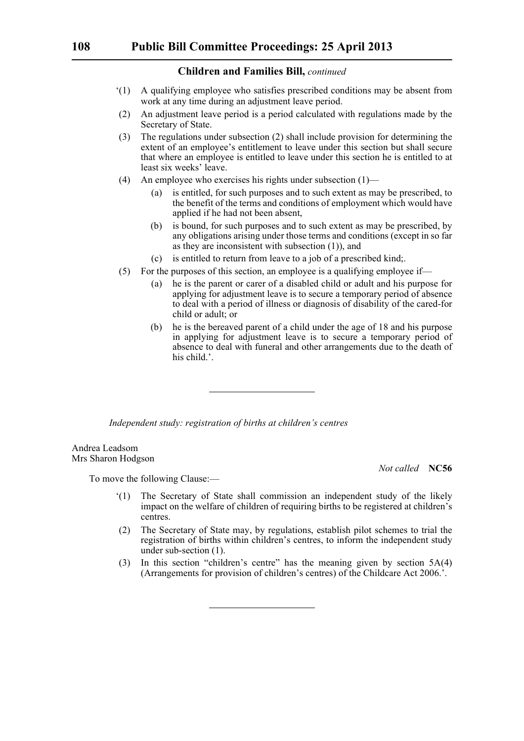'(1) A qualifying employee who satisfies prescribed conditions may be absent from work at any time during an adjustment leave period.

(2) An adjustment leave period is a period calculated with regulations made by the Secretary of State.

(3) The regulations under subsection (2) shall include provision for determining the extent of an employee's entitlement to leave under this section but shall secure that where an employee is entitled to leave under this section he is entitled to at least six weeks' leave.

(4) An employee who exercises his rights under subsection (1)—

(a) is entitled, for such purposes and to such extent as may be prescribed, to the benefit of the terms and conditions of employment which would have applied if he had not been absent,

(b) is bound, for such purposes and to such extent as may be prescribed, by any obligations arising under those terms and conditions (except in so far as they are inconsistent with subsection (1)), and

(c) is entitled to return from leave to a job of a prescribed kind;.

(5) For the purposes of this section, an employee is a qualifying employee if—

(a) he is the parent or carer of a disabled child or adult and his purpose for applying for adjustment leave is to secure a temporary period of absence to deal with a period of illness or diagnosis of disability of the cared-for child or adult; or

(b) he is the bereaved parent of a child under the age of 18 and his purpose in applying for adjustment leave is to secure a temporary period of absence to deal with funeral and other arrangements due to the death of his child.'.

---

*Independent study: registration of births at children's centres*

Andrea Leadsom
Mrs Sharon Hodgson

*Not called* **NC56**

To move the following Clause:—

'(1) The Secretary of State shall commission an independent study of the likely impact on the welfare of children of requiring births to be registered at children's centres.

(2) The Secretary of State may, by regulations, establish pilot schemes to trial the registration of births within children's centres, to inform the independent study under sub-section (1).

(3) In this section "children's centre" has the meaning given by section 5A(4) (Arrangements for provision of children's centres) of the Childcare Act 2006.'.

---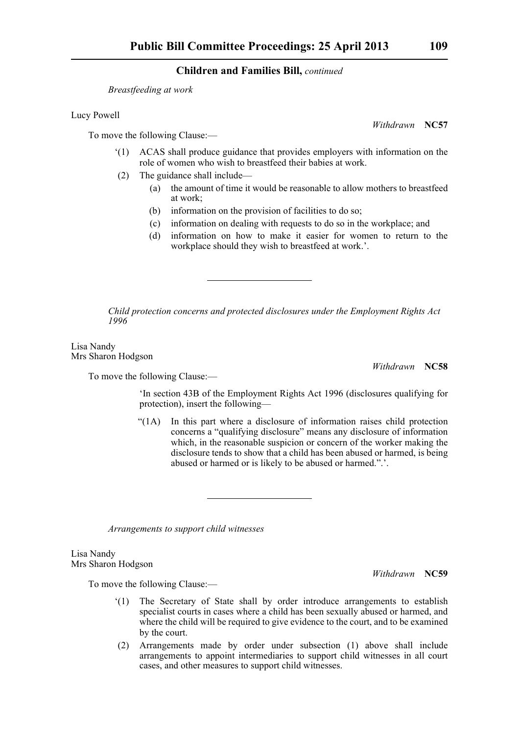## Children and Families Bill, *continued*

*Breastfeeding at work*

Lucy Powell

*Withdrawn* **NC57**

To move the following Clause:—

‘(1) ACAS shall produce guidance that provides employers with information on the role of women who wish to breastfeed their babies at work.

(2) The guidance shall include—

(a) the amount of time it would be reasonable to allow mothers to breastfeed at work;

(b) information on the provision of facilities to do so;

(c) information on dealing with requests to do so in the workplace; and

(d) information on how to make it easier for women to return to the workplace should they wish to breastfeed at work.’.

---

*Child protection concerns and protected disclosures under the Employment Rights Act 1996*

Lisa Nandy
Mrs Sharon Hodgson

*Withdrawn* **NC58**

To move the following Clause:—

‘In section 43B of the Employment Rights Act 1996 (disclosures qualifying for protection), insert the following—

“(1A) In this part where a disclosure of information raises child protection concerns a “qualifying disclosure” means any disclosure of information which, in the reasonable suspicion or concern of the worker making the disclosure tends to show that a child has been abused or harmed, is being abused or harmed or is likely to be abused or harmed.”.’.

---

*Arrangements to support child witnesses*

Lisa Nandy
Mrs Sharon Hodgson

*Withdrawn* **NC59**

To move the following Clause:—

‘(1) The Secretary of State shall by order introduce arrangements to establish specialist courts in cases where a child has been sexually abused or harmed, and where the child will be required to give evidence to the court, and to be examined by the court.

(2) Arrangements made by order under subsection (1) above shall include arrangements to appoint intermediaries to support child witnesses in all court cases, and other measures to support child witnesses.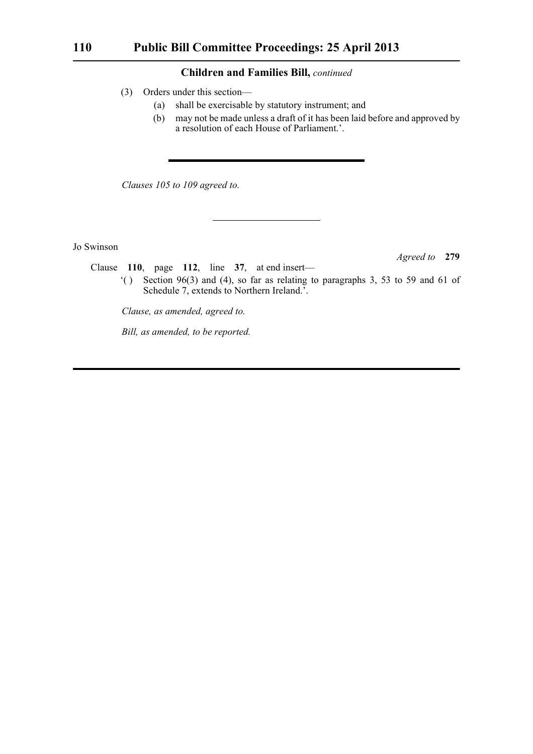**Children and Families Bill,** *continued*

(3) Orders under this section—

(a) shall be exercisable by statutory instrument; and

(b) may not be made unless a draft of it has been laid before and approved by a resolution of each House of Parliament.'.

---

*Clauses 105 to 109 agreed to.*

---

Jo Swinson

*Agreed to* **279**

Clause **110**, page **112**, line **37**, at end insert—

'( ) Section 96(3) and (4), so far as relating to paragraphs 3, 53 to 59 and 61 of Schedule 7, extends to Northern Ireland.'.

*Clause, as amended, agreed to.*

*Bill, as amended, to be reported.*